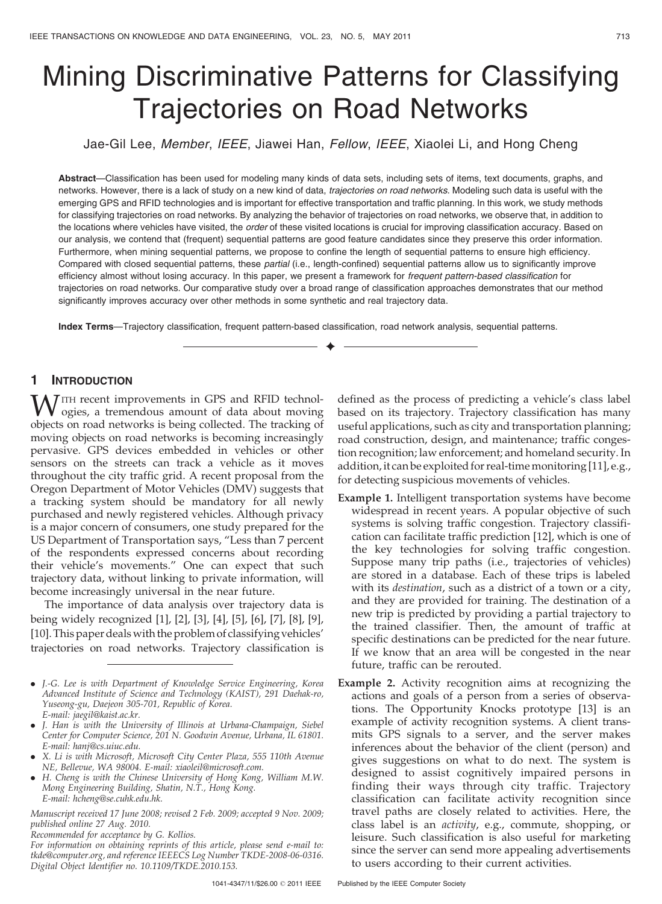# Mining Discriminative Patterns for Classifying Trajectories on Road Networks

Jae-Gil Lee, *Member*, *IEEE*, Jiawei Han, *Fellow*, *IEEE*, Xiaolei Li, and Hong Cheng

**Abstract**—Classification has been used for modeling many kinds of data sets, including sets of items, text documents, graphs, and networks. However, there is a lack of study on a new kind of data, *trajectories on road networks*. Modeling such data is useful with the emerging GPS and RFID technologies and is important for effective transportation and traffic planning. In this work, we study methods for classifying trajectories on road networks. By analyzing the behavior of trajectories on road networks, we observe that, in addition to the locations where vehicles have visited, the *order* of these visited locations is crucial for improving classification accuracy. Based on our analysis, we contend that (frequent) sequential patterns are good feature candidates since they preserve this order information. Furthermore, when mining sequential patterns, we propose to confine the length of sequential patterns to ensure high efficiency. Compared with closed sequential patterns, these *partial* (i.e., length-confined) sequential patterns allow us to significantly improve efficiency almost without losing accuracy. In this paper, we present a framework for *frequent pattern-based classification* for trajectories on road networks. Our comparative study over a broad range of classification approaches demonstrates that our method significantly improves accuracy over other methods in some synthetic and real trajectory data.

**Index Terms**—Trajectory classification, frequent pattern-based classification, road network analysis, sequential patterns.

---

## 1 Introduction

With recent improvements in GPS and RFID technologies, a tremendous amount of data about moving objects on road networks is being collected. The tracking of moving objects on road networks is becoming increasingly pervasive. GPS devices embedded in vehicles or other sensors on the streets can track a vehicle as it moves throughout the city traffic grid. A recent proposal from the Oregon Department of Motor Vehicles (DMV) suggests that a tracking system should be mandatory for all newly purchased and newly registered vehicles. Although privacy is a major concern of consumers, one study prepared for the US Department of Transportation says, "Less than 7 percent of the respondents expressed concerns about recording their vehicle's movements." One can expect that such trajectory data, without linking to private information, will become increasingly universal in the near future.

The importance of data analysis over trajectory data is being widely recognized [1], [2], [3], [4], [5], [6], [7], [8], [9], [10]. This paper deals with the problem of classifying vehicles' trajectories on road networks. Trajectory classification is defined as the process of predicting a vehicle's class label based on its trajectory. Trajectory classification has many useful applications, such as city and transportation planning; road construction, design, and maintenance; traffic congestion recognition; law enforcement; and homeland security. In addition, it can be exploited for real-time monitoring [11], e.g., for detecting suspicious movements of vehicles.

**Example 1.** Intelligent transportation systems have become widespread in recent years. A popular objective of such systems is solving traffic congestion. Trajectory classification can facilitate traffic prediction [12], which is one of the key technologies for solving traffic congestion. Suppose many trip paths (i.e., trajectories of vehicles) are stored in a database. Each of these trips is labeled with its *destination*, such as a district of a town or a city, and they are provided for training. The destination of a new trip is predicted by providing a partial trajectory to the trained classifier. Then, the amount of traffic at specific destinations can be predicted for the near future. If we know that an area will be congested in the near future, traffic can be rerouted.

**Example 2.** Activity recognition aims at recognizing the actions and goals of a person from a series of observations. The Opportunity Knocks prototype [13] is an example of activity recognition systems. A client transmits GPS signals to a server, and the server makes inferences about the behavior of the client (person) and gives suggestions on what to do next. The system is designed to assist cognitively impaired persons in finding their ways through city traffic. Trajectory classification can facilitate activity recognition since travel paths are closely related to activities. Here, the class label is an *activity*, e.g., commute, shopping, or leisure. Such classification is also useful for marketing since the server can send more appealing advertisements to users according to their current activities.

---

- *J.-G. Lee is with Department of Knowledge Service Engineering, Korea Advanced Institute of Science and Technology (KAIST), 291 Daehak-ro, Yuseong-gu, Daejeon 305-701, Republic of Korea. E-mail: jaegil@kaist.ac.kr.*
- *J. Han is with the University of Illinois at Urbana-Champaign, Siebel Center for Computer Science, 201 N. Goodwin Avenue, Urbana, IL 61801. E-mail: hanj@cs.uiuc.edu.*
- *X. Li is with Microsoft, Microsoft City Center Plaza, 555 110th Avenue NE, Bellevue, WA 98004. E-mail: xiaoleil@microsoft.com.*
- *H. Cheng is with the Chinese University of Hong Kong, William M.W. Mong Engineering Building, Shatin, N.T., Hong Kong. E-mail: hcheng@se.cuhk.edu.hk.*

*Manuscript received 17 June 2008; revised 2 Feb. 2009; accepted 9 Nov. 2009; published online 27 Aug. 2010.*
*Recommended for acceptance by G. Kollios.*
*For information on obtaining reprints of this article, please send e-mail to: tkde@computer.org, and reference IEEECS Log Number TKDE-2008-06-0316. Digital Object Identifier no. 10.1109/TKDE.2010.153.*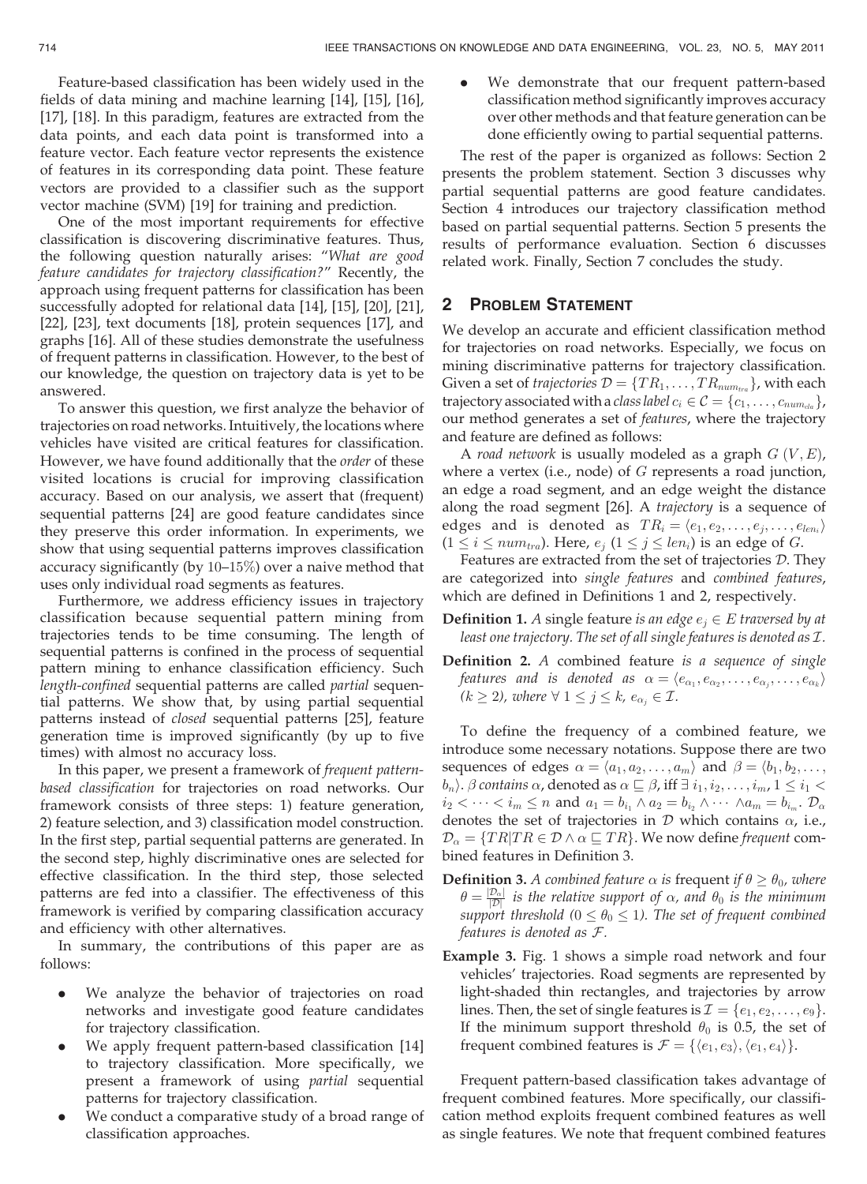Feature-based classification has been widely used in the fields of data mining and machine learning [14], [15], [16], [17], [18]. In this paradigm, features are extracted from the data points, and each data point is transformed into a feature vector. Each feature vector represents the existence of features in its corresponding data point. These feature vectors are provided to a classifier such as the support vector machine (SVM) [19] for training and prediction.

One of the most important requirements for effective classification is discovering discriminative features. Thus, the following question naturally arises: "*What are good feature candidates for trajectory classification?*" Recently, the approach using frequent patterns for classification has been successfully adopted for relational data [14], [15], [20], [21], [22], [23], text documents [18], protein sequences [17], and graphs [16]. All of these studies demonstrate the usefulness of frequent patterns in classification. However, to the best of our knowledge, the question on trajectory data is yet to be answered.

To answer this question, we first analyze the behavior of trajectories on road networks. Intuitively, the locations where vehicles have visited are critical features for classification. However, we have found additionally that the *order* of these visited locations is crucial for improving classification accuracy. Based on our analysis, we assert that (frequent) sequential patterns [24] are good feature candidates since they preserve this order information. In experiments, we show that using sequential patterns improves classification accuracy significantly (by 10–15%) over a naive method that uses only individual road segments as features.

Furthermore, we address efficiency issues in trajectory classification because sequential pattern mining from trajectories tends to be time consuming. The length of sequential patterns is confined in the process of sequential pattern mining to enhance classification efficiency. Such *length-confined* sequential patterns are called *partial* sequential patterns. We show that, by using partial sequential patterns instead of *closed* sequential patterns [25], feature generation time is improved significantly (by up to five times) with almost no accuracy loss.

In this paper, we present a framework of *frequent pattern-based classification* for trajectories on road networks. Our framework consists of three steps: 1) feature generation, 2) feature selection, and 3) classification model construction. In the first step, partial sequential patterns are generated. In the second step, highly discriminative ones are selected for effective classification. In the third step, those selected patterns are fed into a classifier. The effectiveness of this framework is verified by comparing classification accuracy and efficiency with other alternatives.

In summary, the contributions of this paper are as follows:

- We analyze the behavior of trajectories on road networks and investigate good feature candidates for trajectory classification.
- We apply frequent pattern-based classification [14] to trajectory classification. More specifically, we present a framework of using *partial* sequential patterns for trajectory classification.
- We conduct a comparative study of a broad range of classification approaches.
- We demonstrate that our frequent pattern-based classification method significantly improves accuracy over other methods and that feature generation can be done efficiently owing to partial sequential patterns.

The rest of the paper is organized as follows: Section 2 presents the problem statement. Section 3 discusses why partial sequential patterns are good feature candidates. Section 4 introduces our trajectory classification method based on partial sequential patterns. Section 5 presents the results of performance evaluation. Section 6 discusses related work. Finally, Section 7 concludes the study.

## 2 Problem Statement

We develop an accurate and efficient classification method for trajectories on road networks. Especially, we focus on mining discriminative patterns for trajectory classification. Given a set of *trajectories* $\mathcal{D} = \{TR_1, \ldots, TR_{num_{tra}}\}$, with each trajectory associated with a *class label* $c_i \in \mathcal{C} = \{c_1, \ldots, c_{num_{cla}}\}$, our method generates a set of *features*, where the trajectory and feature are defined as follows:

A *road network* is usually modeled as a graph $G\ (V, E)$, where a vertex (i.e., node) of $G$ represents a road junction, an edge a road segment, and an edge weight the distance along the road segment [26]. A *trajectory* is a sequence of edges and is denoted as $TR_i = \langle e_1, e_2, \ldots, e_j, \ldots, e_{len_i} \rangle$ ($1 \leq i \leq num_{tra}$). Here, $e_j$ ($1 \leq j \leq len_i$) is an edge of $G$.

Features are extracted from the set of trajectories $\mathcal{D}$. They are categorized into *single features* and *combined features*, which are defined in Definitions 1 and 2, respectively.

**Definition 1.** *A* single feature *is an edge $e_j \in E$ traversed by at least one trajectory. The set of all single features is denoted as $\mathcal{I}$.*

**Definition 2.** *A* combined feature *is a sequence of single features and is denoted as $\alpha = \langle e_{\alpha_1}, e_{\alpha_2}, \ldots, e_{\alpha_j}, \ldots, e_{\alpha_k} \rangle$ ($k \geq 2$), where $\forall\ 1 \leq j \leq k$, $e_{\alpha_j} \in \mathcal{I}$.*

To define the frequency of a combined feature, we introduce some necessary notations. Suppose there are two sequences of edges $\alpha = \langle a_1, a_2, \ldots, a_m \rangle$ and $\beta = \langle b_1, b_2, \ldots, b_n \rangle$. $\beta$ *contains* $\alpha$, denoted as $\alpha \sqsubseteq \beta$, iff $\exists\ i_1, i_2, \ldots, i_m$, $1 \leq i_1 < i_2 < \cdots < i_m \leq n$ and $a_1 = b_{i_1} \wedge a_2 = b_{i_2} \wedge \cdots \wedge a_m = b_{i_m}$. $\mathcal{D}_\alpha$ denotes the set of trajectories in $\mathcal{D}$ which contains $\alpha$, i.e., $\mathcal{D}_\alpha = \{TR | TR \in \mathcal{D} \wedge \alpha \sqsubseteq TR\}$. We now define *frequent* combined features in Definition 3.

**Definition 3.** *A combined feature $\alpha$ is* frequent *if $\theta \geq \theta_0$, where $\theta = \frac{|\mathcal{D}_\alpha|}{|\mathcal{D}|}$ is the relative support of $\alpha$, and $\theta_0$ is the minimum support threshold ($0 \leq \theta_0 \leq 1$). The set of frequent combined features is denoted as $\mathcal{F}$.*

**Example 3.** Fig. 1 shows a simple road network and four vehicles' trajectories. Road segments are represented by light-shaded thin rectangles, and trajectories by arrow lines. Then, the set of single features is $\mathcal{I} = \{e_1, e_2, \ldots, e_9\}$. If the minimum support threshold $\theta_0$ is 0.5, the set of frequent combined features is $\mathcal{F} = \{\langle e_1, e_3 \rangle, \langle e_1, e_4 \rangle\}$.

Frequent pattern-based classification takes advantage of frequent combined features. More specifically, our classification method exploits frequent combined features as well as single features. We note that frequent combined features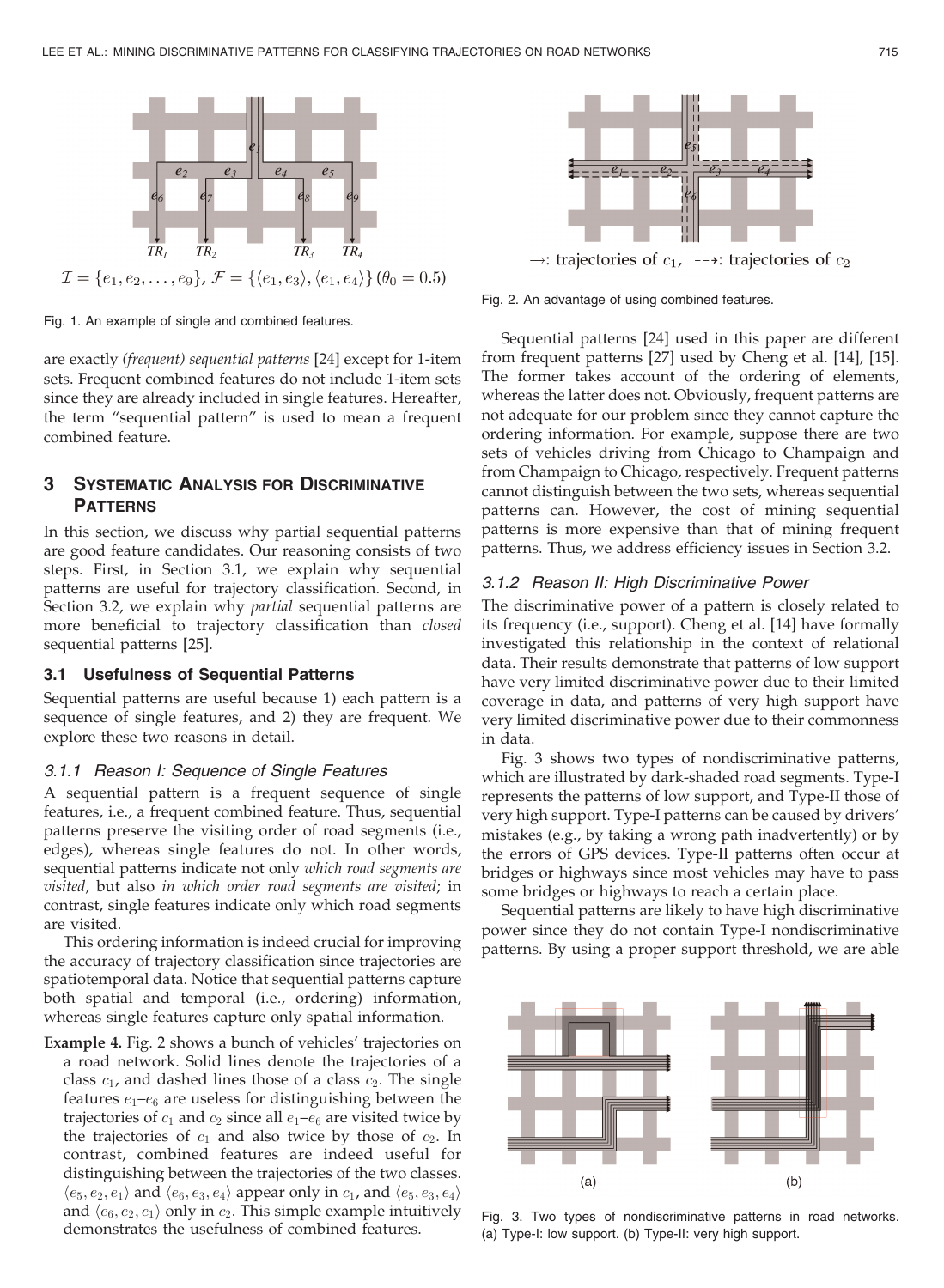$\mathcal{I} = \{e_1, e_2, \ldots, e_9\}$, $\mathcal{F} = \{\langle e_1, e_3 \rangle, \langle e_1, e_4 \rangle\}$ ($\theta_0 = 0.5$)

Fig. 1. An example of single and combined features.

$\rightarrow$: trajectories of $c_1$, $\dashrightarrow$: trajectories of $c_2$

Fig. 2. An advantage of using combined features.

are exactly *(frequent) sequential patterns* [24] except for 1-item sets. Frequent combined features do not include 1-item sets since they are already included in single features. Hereafter, the term "sequential pattern" is used to mean a frequent combined feature.

## 3 Systematic Analysis for Discriminative Patterns

In this section, we discuss why partial sequential patterns are good feature candidates. Our reasoning consists of two steps. First, in Section 3.1, we explain why sequential patterns are useful for trajectory classification. Second, in Section 3.2, we explain why *partial* sequential patterns are more beneficial to trajectory classification than *closed* sequential patterns [25].

### 3.1 Usefulness of Sequential Patterns

Sequential patterns are useful because 1) each pattern is a sequence of single features, and 2) they are frequent. We explore these two reasons in detail.

#### 3.1.1 Reason I: Sequence of Single Features

A sequential pattern is a frequent sequence of single features, i.e., a frequent combined feature. Thus, sequential patterns preserve the visiting order of road segments (i.e., edges), whereas single features do not. In other words, sequential patterns indicate not only *which road segments are visited*, but also *in which order road segments are visited*; in contrast, single features indicate only which road segments are visited.

This ordering information is indeed crucial for improving the accuracy of trajectory classification since trajectories are spatiotemporal data. Notice that sequential patterns capture both spatial and temporal (i.e., ordering) information, whereas single features capture only spatial information.

**Example 4.** Fig. 2 shows a bunch of vehicles' trajectories on a road network. Solid lines denote the trajectories of a class $c_1$, and dashed lines those of a class $c_2$. The single features $e_1$–$e_6$ are useless for distinguishing between the trajectories of $c_1$ and $c_2$ since all $e_1$–$e_6$ are visited twice by the trajectories of $c_1$ and also twice by those of $c_2$. In contrast, combined features are indeed useful for distinguishing between the trajectories of the two classes. $\langle e_5, e_2, e_1 \rangle$ and $\langle e_6, e_3, e_4 \rangle$ appear only in $c_1$, and $\langle e_5, e_3, e_4 \rangle$ and $\langle e_6, e_2, e_1 \rangle$ only in $c_2$. This simple example intuitively demonstrates the usefulness of combined features.

Sequential patterns [24] used in this paper are different from frequent patterns [27] used by Cheng et al. [14], [15]. The former takes account of the ordering of elements, whereas the latter does not. Obviously, frequent patterns are not adequate for our problem since they cannot capture the ordering information. For example, suppose there are two sets of vehicles driving from Chicago to Champaign and from Champaign to Chicago, respectively. Frequent patterns cannot distinguish between the two sets, whereas sequential patterns can. However, the cost of mining sequential patterns is more expensive than that of mining frequent patterns. Thus, we address efficiency issues in Section 3.2.

#### 3.1.2 Reason II: High Discriminative Power

The discriminative power of a pattern is closely related to its frequency (i.e., support). Cheng et al. [14] have formally investigated this relationship in the context of relational data. Their results demonstrate that patterns of low support have very limited discriminative power due to their limited coverage in data, and patterns of very high support have very limited discriminative power due to their commonness in data.

Fig. 3 shows two types of nondiscriminative patterns, which are illustrated by dark-shaded road segments. Type-I represents the patterns of low support, and Type-II those of very high support. Type-I patterns can be caused by drivers' mistakes (e.g., by taking a wrong path inadvertently) or by the errors of GPS devices. Type-II patterns often occur at bridges or highways since most vehicles may have to pass some bridges or highways to reach a certain place.

Sequential patterns are likely to have high discriminative power since they do not contain Type-I nondiscriminative patterns. By using a proper support threshold, we are able

Fig. 3. Two types of nondiscriminative patterns in road networks. (a) Type-I: low support. (b) Type-II: very high support.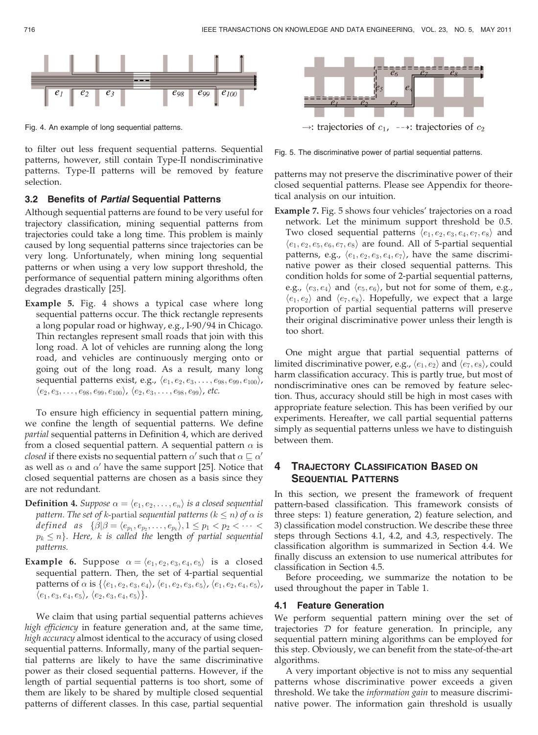Fig. 4. An example of long sequential patterns.

to filter out less frequent sequential patterns. Sequential patterns, however, still contain Type-II nondiscriminative patterns. Type-II patterns will be removed by feature selection.

### 3.2 Benefits of *Partial* Sequential Patterns

Although sequential patterns are found to be very useful for trajectory classification, mining sequential patterns from trajectories could take a long time. This problem is mainly caused by long sequential patterns since trajectories can be very long. Unfortunately, when mining long sequential patterns or when using a very low support threshold, the performance of sequential pattern mining algorithms often degrades drastically [25].

**Example 5.** Fig. 4 shows a typical case where long sequential patterns occur. The thick rectangle represents a long popular road or highway, e.g., I-90/94 in Chicago. Thin rectangles represent small roads that join with this long road. A lot of vehicles are running along the long road, and vehicles are continuously merging onto or going out of the long road. As a result, many long sequential patterns exist, e.g., $\langle e_1, e_2, e_3, \ldots, e_{98}, e_{99}, e_{100} \rangle$, $\langle e_2, e_3, \ldots, e_{98}, e_{99}, e_{100} \rangle$, $\langle e_2, e_3, \ldots, e_{98}, e_{99} \rangle$, *etc.*

To ensure high efficiency in sequential pattern mining, we confine the length of sequential patterns. We define *partial* sequential patterns in Definition 4, which are derived from a closed sequential pattern. A sequential pattern $\alpha$ is *closed* if there exists no sequential pattern $\alpha'$ such that $\alpha \sqsubseteq \alpha'$ as well as $\alpha$ and $\alpha'$ have the same support [25]. Notice that closed sequential patterns are chosen as a basis since they are not redundant.

**Definition 4.** *Suppose $\alpha = \langle e_1, e_2, \ldots, e_n \rangle$ is a closed sequential pattern. The set of k-*partial *sequential patterns ($k \leq n$) of $\alpha$ is defined as $\{\beta | \beta = \langle e_{p_1}, e_{p_2}, \ldots, e_{p_k} \rangle, 1 \leq p_1 < p_2 < \cdots < p_k \leq n\}$. Here, k is called the* length *of partial sequential patterns.*

**Example 6.** Suppose $\alpha = \langle e_1, e_2, e_3, e_4, e_5 \rangle$ is a closed sequential pattern. Then, the set of 4-partial sequential patterns of $\alpha$ is $\{\langle e_1, e_2, e_3, e_4 \rangle, \langle e_1, e_2, e_3, e_5 \rangle, \langle e_1, e_2, e_4, e_5 \rangle, \langle e_1, e_3, e_4, e_5 \rangle, \langle e_2, e_3, e_4, e_5 \rangle\}$.

We claim that using partial sequential patterns achieves *high efficiency* in feature generation and, at the same time, *high accuracy* almost identical to the accuracy of using closed sequential patterns. Informally, many of the partial sequential patterns are likely to have the same discriminative power as their closed sequential patterns. However, if the length of partial sequential patterns is too short, some of them are likely to be shared by multiple closed sequential patterns of different classes. In this case, partial sequential patterns may not preserve the discriminative power of their closed sequential patterns. Please see Appendix for theoretical analysis on our intuition.

$\rightarrow$: trajectories of $c_1$, $\dashrightarrow$: trajectories of $c_2$

Fig. 5. The discriminative power of partial sequential patterns.

**Example 7.** Fig. 5 shows four vehicles' trajectories on a road network. Let the minimum support threshold be 0.5. Two closed sequential patterns $\langle e_1, e_2, e_3, e_4, e_7, e_8 \rangle$ and $\langle e_1, e_2, e_5, e_6, e_7, e_8 \rangle$ are found. All of 5-partial sequential patterns, e.g., $\langle e_1, e_2, e_3, e_4, e_7 \rangle$, have the same discriminative power as their closed sequential patterns. This condition holds for some of 2-partial sequential patterns, e.g., $\langle e_3, e_4 \rangle$ and $\langle e_5, e_6 \rangle$, but not for some of them, e.g., $\langle e_1, e_2 \rangle$ and $\langle e_7, e_8 \rangle$. Hopefully, we expect that a large proportion of partial sequential patterns will preserve their original discriminative power unless their length is too short.

One might argue that partial sequential patterns of limited discriminative power, e.g., $\langle e_1, e_2 \rangle$ and $\langle e_7, e_8 \rangle$, could harm classification accuracy. This is partly true, but most of nondiscriminative ones can be removed by feature selection. Thus, accuracy should still be high in most cases with appropriate feature selection. This has been verified by our experiments. Hereafter, we call partial sequential patterns simply as sequential patterns unless we have to distinguish between them.

## 4 Trajectory Classification Based on Sequential Patterns

In this section, we present the framework of frequent pattern-based classification. This framework consists of three steps: 1) feature generation, 2) feature selection, and 3) classification model construction. We describe these three steps through Sections 4.1, 4.2, and 4.3, respectively. The classification algorithm is summarized in Section 4.4. We finally discuss an extension to use numerical attributes for classification in Section 4.5.

Before proceeding, we summarize the notation to be used throughout the paper in Table 1.

### 4.1 Feature Generation

We perform sequential pattern mining over the set of trajectories $\mathcal{D}$ for feature generation. In principle, any sequential pattern mining algorithms can be employed for this step. Obviously, we can benefit from the state-of-the-art algorithms.

A very important objective is not to miss any sequential patterns whose discriminative power exceeds a given threshold. We take the *information gain* to measure discriminative power. The information gain threshold is usually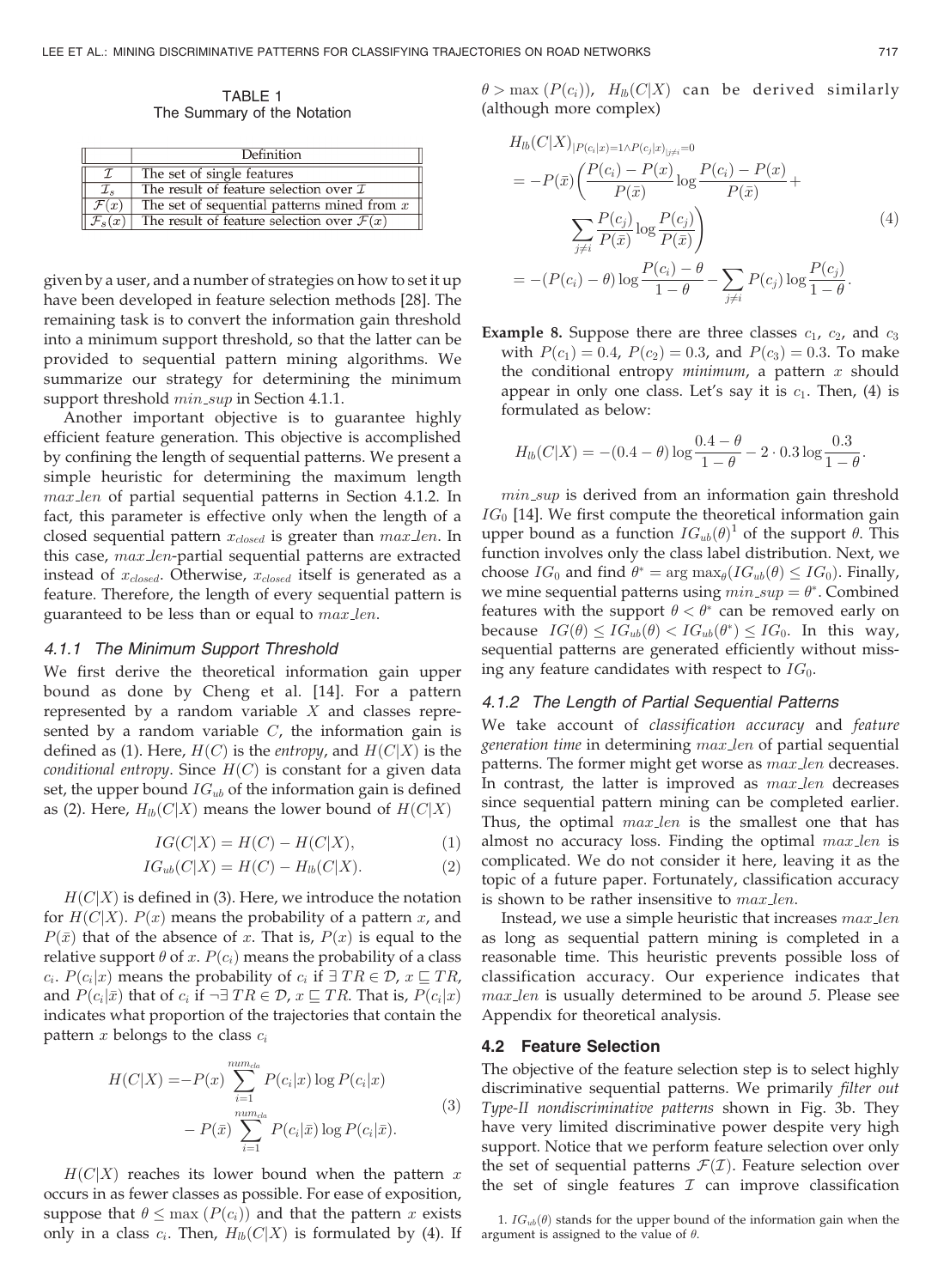TABLE 1
The Summary of the Notation

| | Definition |
|---|---|
| $\mathcal{I}$ | The set of single features |
| $\mathcal{I}_s$ | The result of feature selection over $\mathcal{I}$ |
| $\mathcal{F}(x)$ | The set of sequential patterns mined from $x$ |
| $\mathcal{F}_s(x)$ | The result of feature selection over $\mathcal{F}(x)$ |

given by a user, and a number of strategies on how to set it up have been developed in feature selection methods [28]. The remaining task is to convert the information gain threshold into a minimum support threshold, so that the latter can be provided to sequential pattern mining algorithms. We summarize our strategy for determining the minimum support threshold $min\_sup$ in Section 4.1.1.

Another important objective is to guarantee highly efficient feature generation. This objective is accomplished by confining the length of sequential patterns. We present a simple heuristic for determining the maximum length $max\_len$ of partial sequential patterns in Section 4.1.2. In fact, this parameter is effective only when the length of a closed sequential pattern $x_{closed}$ is greater than $max\_len$. In this case, $max\_len$-partial sequential patterns are extracted instead of $x_{closed}$. Otherwise, $x_{closed}$ itself is generated as a feature. Therefore, the length of every sequential pattern is guaranteed to be less than or equal to $max\_len$.

### 4.1.1 The Minimum Support Threshold

We first derive the theoretical information gain upper bound as done by Cheng et al. [14]. For a pattern represented by a random variable $X$ and classes represented by a random variable $C$, the information gain is defined as (1). Here, $H(C)$ is the *entropy*, and $H(C|X)$ is the *conditional entropy*. Since $H(C)$ is constant for a given data set, the upper bound $IG_{ub}$ of the information gain is defined as (2). Here, $H_{lb}(C|X)$ means the lower bound of $H(C|X)$

$$IG(C|X) = H(C) - H(C|X), \tag{1}$$

$$IG_{ub}(C|X) = H(C) - H_{lb}(C|X). \tag{2}$$

$H(C|X)$ is defined in (3). Here, we introduce the notation for $H(C|X)$. $P(x)$ means the probability of a pattern $x$, and $P(\bar{x})$ that of the absence of $x$. That is, $P(x)$ is equal to the relative support $\theta$ of $x$. $P(c_i)$ means the probability of a class $c_i$. $P(c_i|x)$ means the probability of $c_i$ if $\exists\, TR \in \mathcal{D}$, $x \sqsubseteq TR$, and $P(c_i|\bar{x})$ that of $c_i$ if $\neg\exists\, TR \in \mathcal{D}$, $x \sqsubseteq TR$. That is, $P(c_i|x)$ indicates what proportion of the trajectories that contain the pattern $x$ belongs to the class $c_i$

$$\begin{aligned} H(C|X) =& -P(x) \sum_{i=1}^{num_{cla}} P(c_i|x) \log P(c_i|x) \\ & - P(\bar{x}) \sum_{i=1}^{num_{cla}} P(c_i|\bar{x}) \log P(c_i|\bar{x}). \end{aligned} \tag{3}$$

$H(C|X)$ reaches its lower bound when the pattern $x$ occurs in as fewer classes as possible. For ease of exposition, suppose that $\theta \leq \max(P(c_i))$ and that the pattern $x$ exists only in a class $c_i$. Then, $H_{lb}(C|X)$ is formulated by (4). If $\theta > \max(P(c_i))$, $H_{lb}(C|X)$ can be derived similarly (although more complex)

$$\begin{aligned} & H_{lb}(C|X)_{|P(c_i|x)=1 \wedge P(c_j|x)_{|j\neq i}=0} \\ &= -P(\bar{x}) \Bigg( \frac{P(c_i) - P(x)}{P(\bar{x})} \log \frac{P(c_i) - P(x)}{P(\bar{x})} + \\ & \qquad \sum_{j\neq i} \frac{P(c_j)}{P(\bar{x})} \log \frac{P(c_j)}{P(\bar{x})} \Bigg) \\ &= -(P(c_i) - \theta) \log \frac{P(c_i) - \theta}{1 - \theta} - \sum_{j \neq i} P(c_j) \log \frac{P(c_j)}{1 - \theta}. \end{aligned} \tag{4}$$

**Example 8.** Suppose there are three classes $c_1$, $c_2$, and $c_3$ with $P(c_1) = 0.4$, $P(c_2) = 0.3$, and $P(c_3) = 0.3$. To make the conditional entropy *minimum*, a pattern $x$ should appear in only one class. Let's say it is $c_1$. Then, (4) is formulated as below:

$$H_{lb}(C|X) = -(0.4 - \theta) \log \frac{0.4 - \theta}{1 - \theta} - 2 \cdot 0.3 \log \frac{0.3}{1 - \theta}.$$

$min\_sup$ is derived from an information gain threshold $IG_0$ [14]. We first compute the theoretical information gain upper bound as a function $IG_{ub}(\theta)$[1] of the support $\theta$. This function involves only the class label distribution. Next, we choose $IG_0$ and find $\theta^* = \arg\max_\theta (IG_{ub}(\theta) \leq IG_0)$. Finally, we mine sequential patterns using $min\_sup = \theta^*$. Combined features with the support $\theta < \theta^*$ can be removed early on because $IG(\theta) \leq IG_{ub}(\theta) < IG_{ub}(\theta^*) \leq IG_0$. In this way, sequential patterns are generated efficiently without missing any feature candidates with respect to $IG_0$.

### 4.1.2 The Length of Partial Sequential Patterns

We take account of *classification accuracy* and *feature generation time* in determining $max\_len$ of partial sequential patterns. The former might get worse as $max\_len$ decreases. In contrast, the latter is improved as $max\_len$ decreases since sequential pattern mining can be completed earlier. Thus, the optimal $max\_len$ is the smallest one that has almost no accuracy loss. Finding the optimal $max\_len$ is complicated. We do not consider it here, leaving it as the topic of a future paper. Fortunately, classification accuracy is shown to be rather insensitive to $max\_len$.

Instead, we use a simple heuristic that increases $max\_len$ as long as sequential pattern mining is completed in a reasonable time. This heuristic prevents possible loss of classification accuracy. Our experience indicates that $max\_len$ is usually determined to be around 5. Please see Appendix for theoretical analysis.

## 4.2 Feature Selection

The objective of the feature selection step is to select highly discriminative sequential patterns. We primarily *filter out Type-II nondiscriminative patterns* shown in Fig. 3b. They have very limited discriminative power despite very high support. Notice that we perform feature selection over only the set of sequential patterns $\mathcal{F}(\mathcal{I})$. Feature selection over the set of single features $\mathcal{I}$ can improve classification

1. $IG_{ub}(\theta)$ stands for the upper bound of the information gain when the argument is assigned to the value of $\theta$.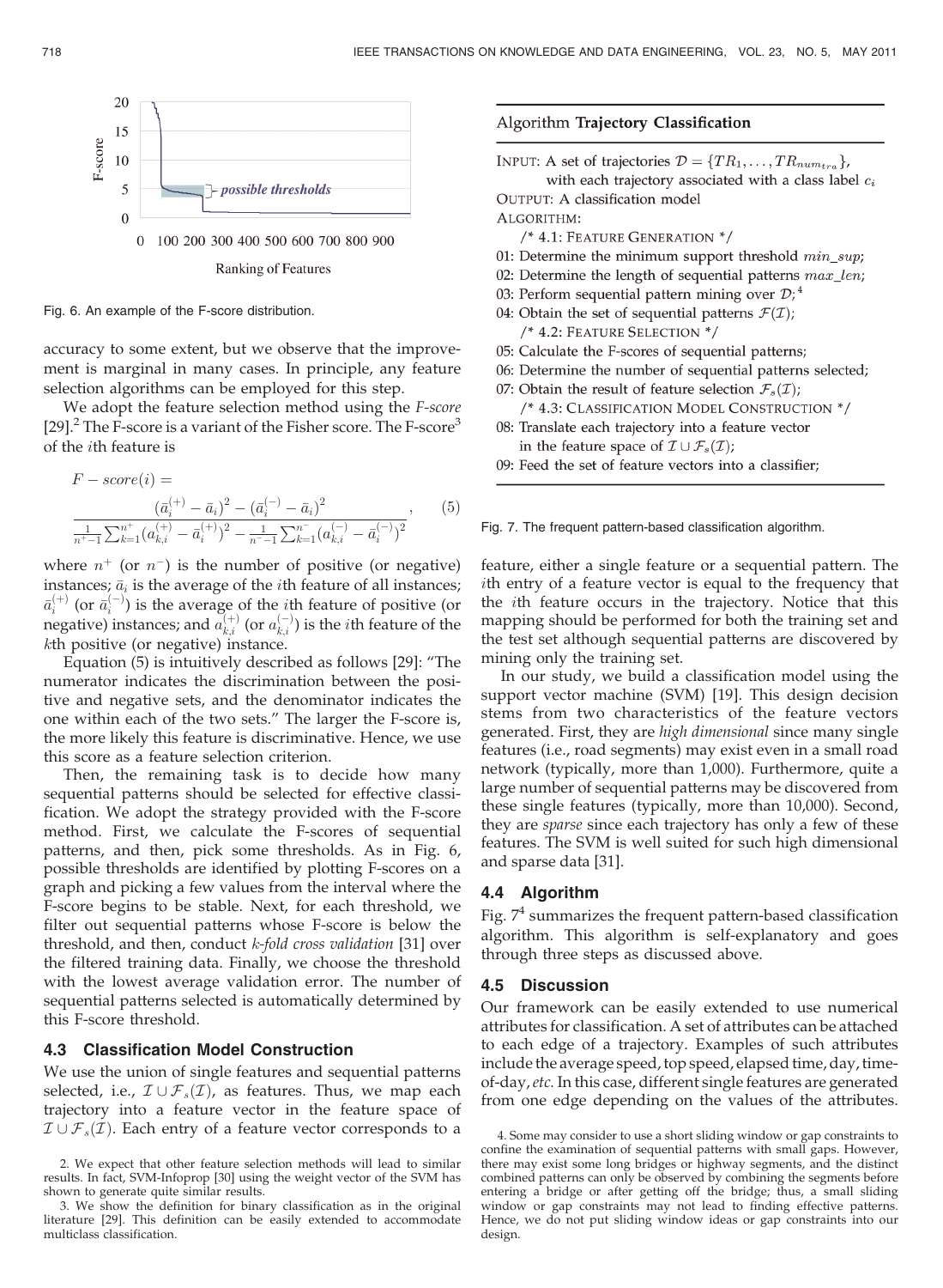Fig. 6. An example of the F-score distribution.

accuracy to some extent, but we observe that the improvement is marginal in many cases. In principle, any feature selection algorithms can be employed for this step.

We adopt the feature selection method using the *F-score* [29].[2] The F-score is a variant of the Fisher score. The F-score[3] of the $i$th feature is

$$F-score(i) = \frac{(\bar{a}_i^{(+)} - \bar{a}_i)^2 - (\bar{a}_i^{(-)} - \bar{a}_i)^2}{\frac{1}{n^+-1}\sum_{k=1}^{n^+}(a_{k,i}^{(+)} - \bar{a}_i^{(+)})^2 - \frac{1}{n^--1}\sum_{k=1}^{n^-}(a_{k,i}^{(-)} - \bar{a}_i^{(-)})^2}, \quad (5)$$

where $n^+$ (or $n^-$) is the number of positive (or negative) instances; $\bar{a}_i$ is the average of the $i$th feature of all instances; $\bar{a}_i^{(+)}$ (or $\bar{a}_i^{(-)}$) is the average of the $i$th feature of positive (or negative) instances; and $a_{k,i}^{(+)}$ (or $a_{k,i}^{(-)}$) is the $i$th feature of the $k$th positive (or negative) instance.

Equation (5) is intuitively described as follows [29]: "The numerator indicates the discrimination between the positive and negative sets, and the denominator indicates the one within each of the two sets." The larger the F-score is, the more likely this feature is discriminative. Hence, we use this score as a feature selection criterion.

Then, the remaining task is to decide how many sequential patterns should be selected for effective classification. We adopt the strategy provided with the F-score method. First, we calculate the F-scores of sequential patterns, and then, pick some thresholds. As in Fig. 6, possible thresholds are identified by plotting F-scores on a graph and picking a few values from the interval where the F-score begins to be stable. Next, for each threshold, we filter out sequential patterns whose F-score is below the threshold, and then, conduct *k-fold cross validation* [31] over the filtered training data. Finally, we choose the threshold with the lowest average validation error. The number of sequential patterns selected is automatically determined by this F-score threshold.

### 4.3 Classification Model Construction

We use the union of single features and sequential patterns selected, i.e., $\mathcal{I} \cup \mathcal{F}_s(\mathcal{I})$, as features. Thus, we map each trajectory into a feature vector in the feature space of $\mathcal{I} \cup \mathcal{F}_s(\mathcal{I})$. Each entry of a feature vector corresponds to a feature, either a single feature or a sequential pattern. The $i$th entry of a feature vector is equal to the frequency that the $i$th feature occurs in the trajectory. Notice that this mapping should be performed for both the training set and the test set although sequential patterns are discovered by mining only the training set.

In our study, we build a classification model using the support vector machine (SVM) [19]. This design decision stems from two characteristics of the feature vectors generated. First, they are *high dimensional* since many single features (i.e., road segments) may exist even in a small road network (typically, more than 1,000). Furthermore, quite a large number of sequential patterns may be discovered from these single features (typically, more than 10,000). Second, they are *sparse* since each trajectory has only a few of these features. The SVM is well suited for such high dimensional and sparse data [31].

```
Algorithm Trajectory Classification

INPUT: A set of trajectories D = {TR_1, ..., TR_num_tra},
       with each trajectory associated with a class label c_i
OUTPUT: A classification model
ALGORITHM:
   /* 4.1: FEATURE GENERATION */
01: Determine the minimum support threshold min_sup;
02: Determine the length of sequential patterns max_len;
03: Perform sequential pattern mining over D;4
04: Obtain the set of sequential patterns F(I);
   /* 4.2: FEATURE SELECTION */
05: Calculate the F-scores of sequential patterns;
06: Determine the number of sequential patterns selected;
07: Obtain the result of feature selection F_s(I);
   /* 4.3: CLASSIFICATION MODEL CONSTRUCTION */
08: Translate each trajectory into a feature vector
    in the feature space of I ∪ F_s(I);
09: Feed the set of feature vectors into a classifier;
```

Fig. 7. The frequent pattern-based classification algorithm.

### 4.4 Algorithm

Fig. 7[4] summarizes the frequent pattern-based classification algorithm. This algorithm is self-explanatory and goes through three steps as discussed above.

### 4.5 Discussion

Our framework can be easily extended to use numerical attributes for classification. A set of attributes can be attached to each edge of a trajectory. Examples of such attributes include the average speed, top speed, elapsed time, day, time-of-day, *etc.* In this case, different single features are generated from one edge depending on the values of the attributes.

2. We expect that other feature selection methods will lead to similar results. In fact, SVM-Infoprop [30] using the weight vector of the SVM has shown to generate quite similar results.

3. We show the definition for binary classification as in the original literature [29]. This definition can be easily extended to accommodate multiclass classification.

4. Some may consider to use a short sliding window or gap constraints to confine the examination of sequential patterns with small gaps. However, there may exist some long bridges or highway segments, and the distinct combined patterns can only be observed by combining the segments before entering a bridge or after getting off the bridge; thus, a small sliding window or gap constraints may not lead to finding effective patterns. Hence, we do not put sliding window ideas or gap constraints into our design.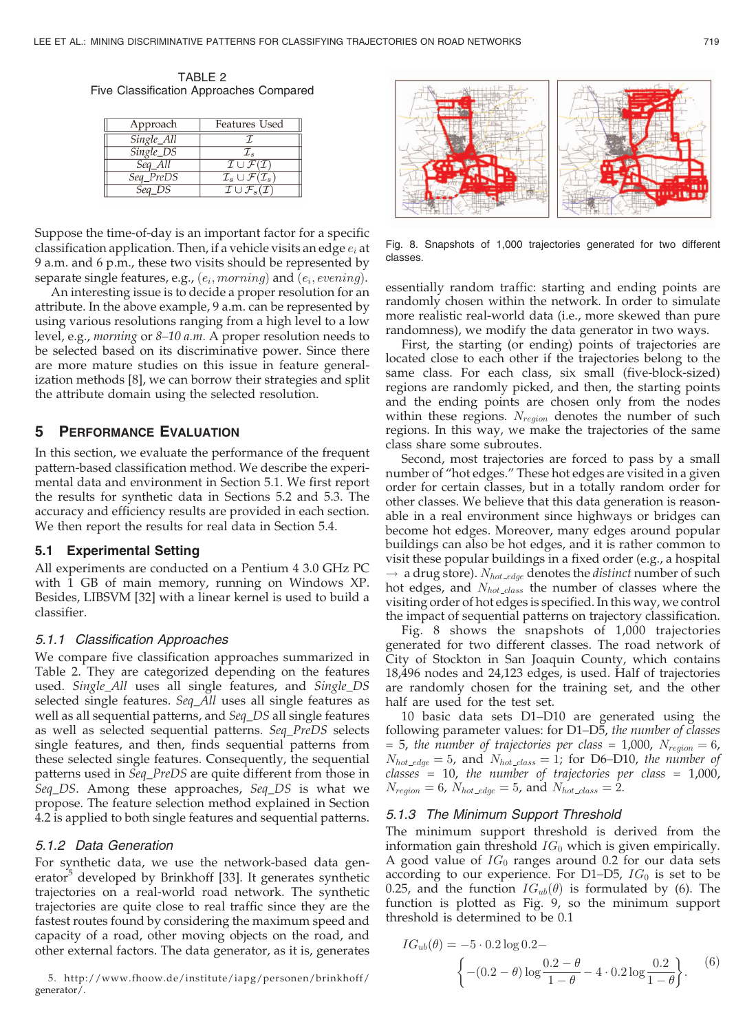TABLE 2
Five Classification Approaches Compared

| Approach | Features Used |
|---|---|
| *Single_All* | $\mathcal{I}$ |
| *Single_DS* | $\mathcal{I}_s$ |
| *Seq_All* | $\mathcal{I} \cup \mathcal{F}(\mathcal{I})$ |
| *Seq_PreDS* | $\mathcal{I}_s \cup \mathcal{F}(\mathcal{I}_s)$ |
| *Seq_DS* | $\mathcal{I} \cup \mathcal{F}_s(\mathcal{I})$ |

Suppose the time-of-day is an important factor for a specific classification application. Then, if a vehicle visits an edge $e_i$ at 9 a.m. and 6 p.m., these two visits should be represented by separate single features, e.g., $(e_i, morning)$ and $(e_i, evening)$.

An interesting issue is to decide a proper resolution for an attribute. In the above example, 9 a.m. can be represented by using various resolutions ranging from a high level to a low level, e.g., *morning* or *8–10 a.m.* A proper resolution needs to be selected based on its discriminative power. Since there are more mature studies on this issue in feature generalization methods [8], we can borrow their strategies and split the attribute domain using the selected resolution.

## 5 Performance Evaluation

In this section, we evaluate the performance of the frequent pattern-based classification method. We describe the experimental data and environment in Section 5.1. We first report the results for synthetic data in Sections 5.2 and 5.3. The accuracy and efficiency results are provided in each section. We then report the results for real data in Section 5.4.

### 5.1 Experimental Setting

All experiments are conducted on a Pentium 4 3.0 GHz PC with 1 GB of main memory, running on Windows XP. Besides, LIBSVM [32] with a linear kernel is used to build a classifier.

#### 5.1.1 Classification Approaches

We compare five classification approaches summarized in Table 2. They are categorized depending on the features used. *Single_All* uses all single features, and *Single_DS* selected single features. *Seq_All* uses all single features as well as all sequential patterns, and *Seq_DS* all single features as well as selected sequential patterns. *Seq_PreDS* selects single features, and then, finds sequential patterns from these selected single features. Consequently, the sequential patterns used in *Seq_PreDS* are quite different from those in *Seq_DS*. Among these approaches, *Seq_DS* is what we propose. The feature selection method explained in Section 4.2 is applied to both single features and sequential patterns.

#### 5.1.2 Data Generation

For synthetic data, we use the network-based data generator[5] developed by Brinkhoff [33]. It generates synthetic trajectories on a real-world road network. The synthetic trajectories are quite close to real traffic since they are the fastest routes found by considering the maximum speed and capacity of a road, other moving objects on the road, and other external factors. The data generator, as it is, generates essentially random traffic: starting and ending points are randomly chosen within the network. In order to simulate more realistic real-world data (i.e., more skewed than pure randomness), we modify the data generator in two ways.

5. http://www.fhoow.de/institute/iapg/personen/brinkhoff/generator/.

Fig. 8. Snapshots of 1,000 trajectories generated for two different classes.

First, the starting (or ending) points of trajectories are located close to each other if the trajectories belong to the same class. For each class, six small (five-block-sized) regions are randomly picked, and then, the starting points and the ending points are chosen only from the nodes within these regions. $N_{region}$ denotes the number of such regions. In this way, we make the trajectories of the same class share some subroutes.

Second, most trajectories are forced to pass by a small number of "hot edges." These hot edges are visited in a given order for certain classes, but in a totally random order for other classes. We believe that this data generation is reasonable in a real environment since highways or bridges can become hot edges. Moreover, many edges around popular buildings can also be hot edges, and it is rather common to visit these popular buildings in a fixed order (e.g., a hospital → a drug store). $N_{hot\_edge}$ denotes the *distinct* number of such hot edges, and $N_{hot\_class}$ the number of classes where the visiting order of hot edges is specified. In this way, we control the impact of sequential patterns on trajectory classification.

Fig. 8 shows the snapshots of 1,000 trajectories generated for two different classes. The road network of City of Stockton in San Joaquin County, which contains 18,496 nodes and 24,123 edges, is used. Half of trajectories are randomly chosen for the training set, and the other half are used for the test set.

10 basic data sets D1–D10 are generated using the following parameter values: for D1–D5, *the number of classes* = 5, *the number of trajectories per class* = 1,000, $N_{region} = 6$, $N_{hot\_edge} = 5$, and $N_{hot\_class} = 1$; for D6–D10, *the number of classes* = 10, *the number of trajectories per class* = 1,000, $N_{region} = 6$, $N_{hot\_edge} = 5$, and $N_{hot\_class} = 2$.

#### 5.1.3 The Minimum Support Threshold

The minimum support threshold is derived from the information gain threshold $IG_0$ which is given empirically. A good value of $IG_0$ ranges around 0.2 for our data sets according to our experience. For D1–D5, $IG_0$ is set to be 0.25, and the function $IG_{ub}(\theta)$ is formulated by (6). The function is plotted as Fig. 9, so the minimum support threshold is determined to be 0.1

$$IG_{ub}(\theta) = -5 \cdot 0.2 \log 0.2 - \left\{ -(0.2 - \theta) \log \frac{0.2 - \theta}{1 - \theta} - 4 \cdot 0.2 \log \frac{0.2}{1 - \theta} \right\}. \quad (6)$$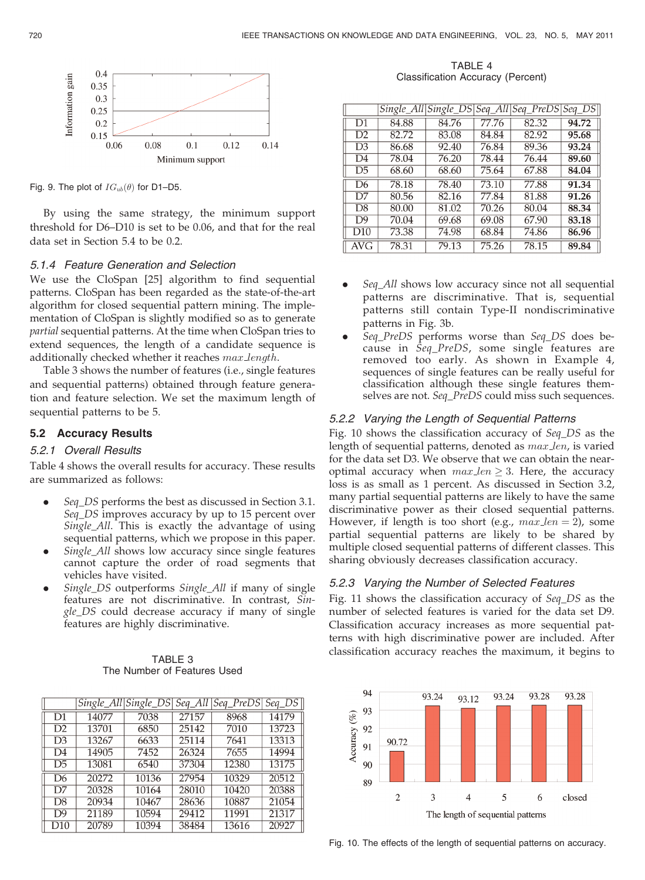Fig. 9. The plot of $IG_{ub}(\theta)$ for D1–D5.

By using the same strategy, the minimum support threshold for D6–D10 is set to be 0.06, and that for the real data set in Section 5.4 to be 0.2.

### 5.1.4 Feature Generation and Selection

We use the CloSpan [25] algorithm to find sequential patterns. CloSpan has been regarded as the state-of-the-art algorithm for closed sequential pattern mining. The implementation of CloSpan is slightly modified so as to generate *partial* sequential patterns. At the time when CloSpan tries to extend sequences, the length of a candidate sequence is additionally checked whether it reaches $max\_length$.

Table 3 shows the number of features (i.e., single features and sequential patterns) obtained through feature generation and feature selection. We set the maximum length of sequential patterns to be 5.

## 5.2 Accuracy Results

### 5.2.1 Overall Results

Table 4 shows the overall results for accuracy. These results are summarized as follows:

- *Seq_DS* performs the best as discussed in Section 3.1. *Seq_DS* improves accuracy by up to 15 percent over *Single_All*. This is exactly the advantage of using sequential patterns, which we propose in this paper.
- *Single_All* shows low accuracy since single features cannot capture the order of road segments that vehicles have visited.
- *Single_DS* outperforms *Single_All* if many of single features are not discriminative. In contrast, *Single_DS* could decrease accuracy if many of single features are highly discriminative.

TABLE 3
The Number of Features Used

| | *Single_All* | *Single_DS* | *Seq_All* | *Seq_PreDS* | *Seq_DS* |
|---|---|---|---|---|---|
| D1 | 14077 | 7038 | 27157 | 8968 | 14179 |
| D2 | 13701 | 6850 | 25142 | 7010 | 13723 |
| D3 | 13267 | 6633 | 25114 | 7641 | 13313 |
| D4 | 14905 | 7452 | 26324 | 7655 | 14994 |
| D5 | 13081 | 6540 | 37304 | 12380 | 13175 |
| D6 | 20272 | 10136 | 27954 | 10329 | 20512 |
| D7 | 20328 | 10164 | 28010 | 10420 | 20388 |
| D8 | 20934 | 10467 | 28636 | 10887 | 21054 |
| D9 | 21189 | 10594 | 29412 | 11991 | 21317 |
| D10 | 20789 | 10394 | 38484 | 13616 | 20927 |

TABLE 4
Classification Accuracy (Percent)

| | *Single_All* | *Single_DS* | *Seq_All* | *Seq_PreDS* | *Seq_DS* |
|---|---|---|---|---|---|
| D1 | 84.88 | 84.76 | 77.76 | 82.32 | **94.72** |
| D2 | 82.72 | 83.08 | 84.84 | 82.92 | **95.68** |
| D3 | 86.68 | 92.40 | 76.84 | 89.36 | **93.24** |
| D4 | 78.04 | 76.20 | 78.44 | 76.44 | **89.60** |
| D5 | 68.60 | 68.60 | 75.64 | 67.88 | **84.04** |
| D6 | 78.18 | 78.40 | 73.10 | 77.88 | **91.34** |
| D7 | 80.56 | 82.16 | 77.84 | 81.88 | **91.26** |
| D8 | 80.00 | 81.02 | 70.26 | 80.04 | **88.34** |
| D9 | 70.04 | 69.68 | 69.08 | 67.90 | **83.18** |
| D10 | 73.38 | 74.98 | 68.84 | 74.86 | **86.96** |
| AVG | 78.31 | 79.13 | 75.26 | 78.15 | **89.84** |

- *Seq_All* shows low accuracy since not all sequential patterns are discriminative. That is, sequential patterns still contain Type-II nondiscriminative patterns in Fig. 3b.
- *Seq_PreDS* performs worse than *Seq_DS* does because in *Seq_PreDS*, some single features are removed too early. As shown in Example 4, sequences of single features can be really useful for classification although these single features themselves are not. *Seq_PreDS* could miss such sequences.

### 5.2.2 Varying the Length of Sequential Patterns

Fig. 10 shows the classification accuracy of *Seq_DS* as the length of sequential patterns, denoted as $max\_len$, is varied for the data set D3. We observe that we can obtain the near-optimal accuracy when $max\_len \geq 3$. Here, the accuracy loss is as small as 1 percent. As discussed in Section 3.2, many partial sequential patterns are likely to have the same discriminative power as their closed sequential patterns. However, if length is too short (e.g., $max\_len = 2$), some partial sequential patterns are likely to be shared by multiple closed sequential patterns of different classes. This sharing obviously decreases classification accuracy.

### 5.2.3 Varying the Number of Selected Features

Fig. 11 shows the classification accuracy of *Seq_DS* as the number of selected features is varied for the data set D9. Classification accuracy increases as more sequential patterns with high discriminative power are included. After classification accuracy reaches the maximum, it begins to

Fig. 10. The effects of the length of sequential patterns on accuracy.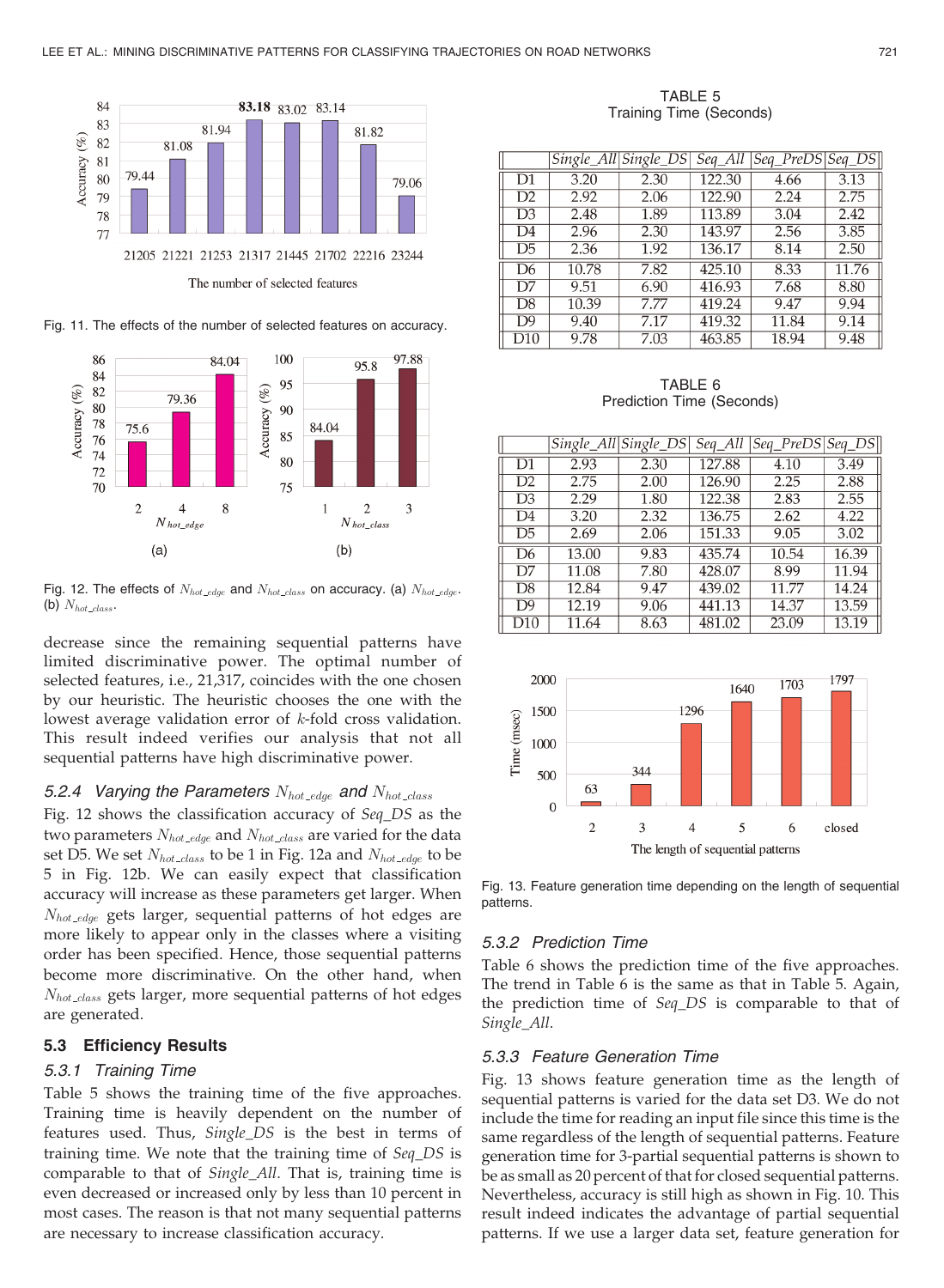Fig. 11. The effects of the number of selected features on accuracy.

Fig. 12. The effects of $N_{hot\_edge}$ and $N_{hot\_class}$ on accuracy. (a) $N_{hot\_edge}$. (b) $N_{hot\_class}$.

decrease since the remaining sequential patterns have limited discriminative power. The optimal number of selected features, i.e., 21,317, coincides with the one chosen by our heuristic. The heuristic chooses the one with the lowest average validation error of $k$-fold cross validation. This result indeed verifies our analysis that not all sequential patterns have high discriminative power.

### 5.2.4 Varying the Parameters $N_{hot\_edge}$ and $N_{hot\_class}$

Fig. 12 shows the classification accuracy of *Seq_DS* as the two parameters $N_{hot\_edge}$ and $N_{hot\_class}$ are varied for the data set D5. We set $N_{hot\_class}$ to be 1 in Fig. 12a and $N_{hot\_edge}$ to be 5 in Fig. 12b. We can easily expect that classification accuracy will increase as these parameters get larger. When $N_{hot\_edge}$ gets larger, sequential patterns of hot edges are more likely to appear only in the classes where a visiting order has been specified. Hence, those sequential patterns become more discriminative. On the other hand, when $N_{hot\_class}$ gets larger, more sequential patterns of hot edges are generated.

## 5.3 Efficiency Results

### 5.3.1 Training Time

Table 5 shows the training time of the five approaches. Training time is heavily dependent on the number of features used. Thus, *Single_DS* is the best in terms of training time. We note that the training time of *Seq_DS* is comparable to that of *Single_All*. That is, training time is even decreased or increased only by less than 10 percent in most cases. The reason is that not many sequential patterns are necessary to increase classification accuracy.

TABLE 5
Training Time (Seconds)

| | *Single_All* | *Single_DS* | *Seq_All* | *Seq_PreDS* | *Seq_DS* |
|---|---|---|---|---|---|
| D1 | 3.20 | 2.30 | 122.30 | 4.66 | 3.13 |
| D2 | 2.92 | 2.06 | 122.90 | 2.24 | 2.75 |
| D3 | 2.48 | 1.89 | 113.89 | 3.04 | 2.42 |
| D4 | 2.96 | 2.30 | 143.97 | 2.56 | 3.85 |
| D5 | 2.36 | 1.92 | 136.17 | 8.14 | 2.50 |
| D6 | 10.78 | 7.82 | 425.10 | 8.33 | 11.76 |
| D7 | 9.51 | 6.90 | 416.93 | 7.68 | 8.80 |
| D8 | 10.39 | 7.77 | 419.24 | 9.47 | 9.94 |
| D9 | 9.40 | 7.17 | 419.32 | 11.84 | 9.14 |
| D10 | 9.78 | 7.03 | 463.85 | 18.94 | 9.48 |

TABLE 6
Prediction Time (Seconds)

| | *Single_All* | *Single_DS* | *Seq_All* | *Seq_PreDS* | *Seq_DS* |
|---|---|---|---|---|---|
| D1 | 2.93 | 2.30 | 127.88 | 4.10 | 3.49 |
| D2 | 2.75 | 2.00 | 126.90 | 2.25 | 2.88 |
| D3 | 2.29 | 1.80 | 122.38 | 2.83 | 2.55 |
| D4 | 3.20 | 2.32 | 136.75 | 2.62 | 4.22 |
| D5 | 2.69 | 2.06 | 151.33 | 9.05 | 3.02 |
| D6 | 13.00 | 9.83 | 435.74 | 10.54 | 16.39 |
| D7 | 11.08 | 7.80 | 428.07 | 8.99 | 11.94 |
| D8 | 12.84 | 9.47 | 439.02 | 11.77 | 14.24 |
| D9 | 12.19 | 9.06 | 441.13 | 14.37 | 13.59 |
| D10 | 11.64 | 8.63 | 481.02 | 23.09 | 13.19 |

Fig. 13. Feature generation time depending on the length of sequential patterns.

### 5.3.2 Prediction Time

Table 6 shows the prediction time of the five approaches. The trend in Table 6 is the same as that in Table 5. Again, the prediction time of *Seq_DS* is comparable to that of *Single_All*.

### 5.3.3 Feature Generation Time

Fig. 13 shows feature generation time as the length of sequential patterns is varied for the data set D3. We do not include the time for reading an input file since this time is the same regardless of the length of sequential patterns. Feature generation time for 3-partial sequential patterns is shown to be as small as 20 percent of that for closed sequential patterns. Nevertheless, accuracy is still high as shown in Fig. 10. This result indeed indicates the advantage of partial sequential patterns. If we use a larger data set, feature generation for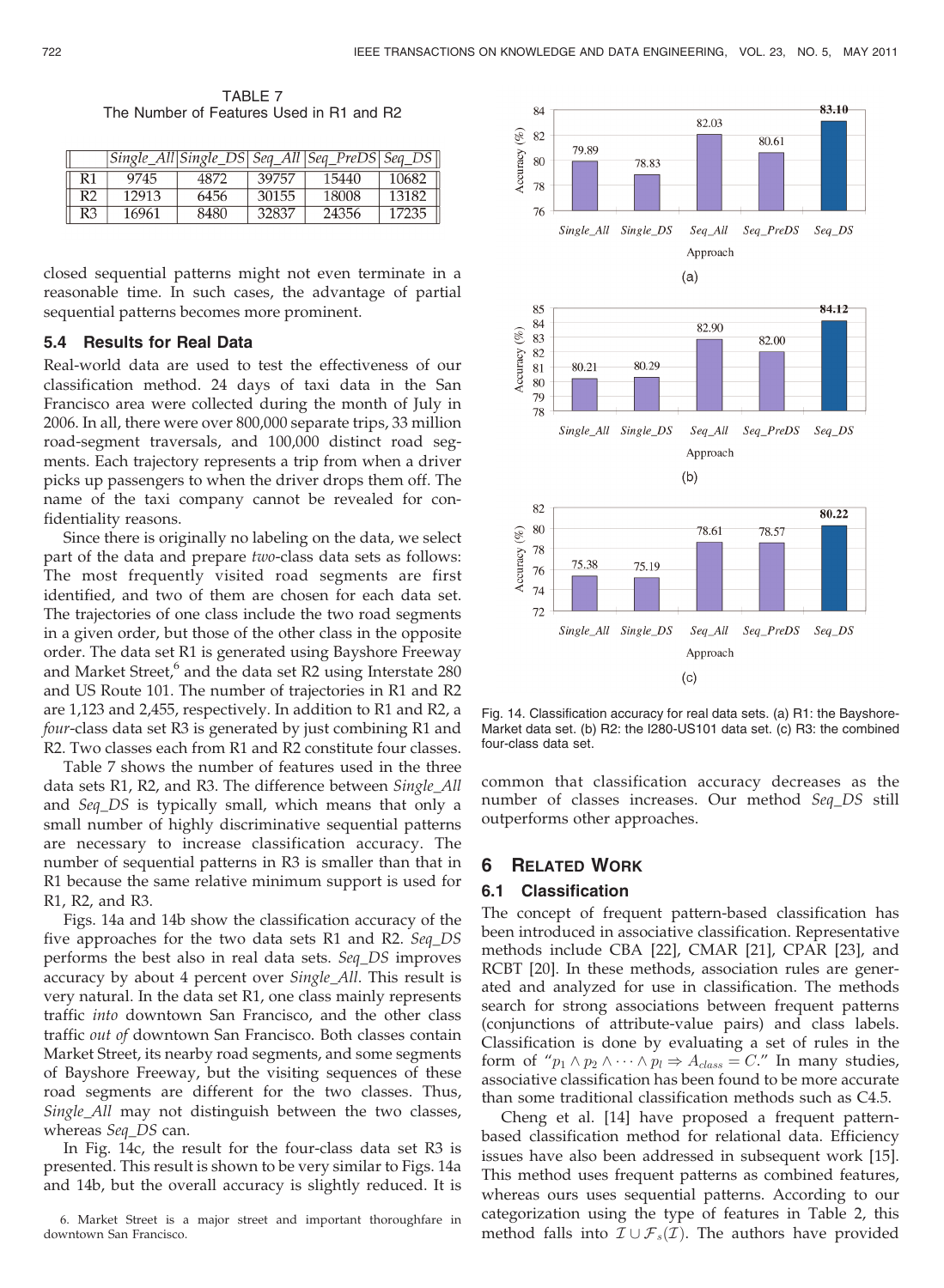TABLE 7
The Number of Features Used in R1 and R2

| | Single_All | Single_DS | Seq_All | Seq_PreDS | Seq_DS |
|---|---|---|---|---|---|
| R1 | 9745 | 4872 | 39757 | 15440 | 10682 |
| R2 | 12913 | 6456 | 30155 | 18008 | 13182 |
| R3 | 16961 | 8480 | 32837 | 24356 | 17235 |

closed sequential patterns might not even terminate in a reasonable time. In such cases, the advantage of partial sequential patterns becomes more prominent.

### 5.4 Results for Real Data

Real-world data are used to test the effectiveness of our classification method. 24 days of taxi data in the San Francisco area were collected during the month of July in 2006. In all, there were over 800,000 separate trips, 33 million road-segment traversals, and 100,000 distinct road segments. Each trajectory represents a trip from when a driver picks up passengers to when the driver drops them off. The name of the taxi company cannot be revealed for confidentiality reasons.

Since there is originally no labeling on the data, we select part of the data and prepare *two*-class data sets as follows: The most frequently visited road segments are first identified, and two of them are chosen for each data set. The trajectories of one class include the two road segments in a given order, but those of the other class in the opposite order. The data set R1 is generated using Bayshore Freeway and Market Street,[6] and the data set R2 using Interstate 280 and US Route 101. The number of trajectories in R1 and R2 are 1,123 and 2,455, respectively. In addition to R1 and R2, a *four*-class data set R3 is generated by just combining R1 and R2. Two classes each from R1 and R2 constitute four classes.

Table 7 shows the number of features used in the three data sets R1, R2, and R3. The difference between *Single_All* and *Seq_DS* is typically small, which means that only a small number of highly discriminative sequential patterns are necessary to increase classification accuracy. The number of sequential patterns in R3 is smaller than that in R1 because the same relative minimum support is used for R1, R2, and R3.

Figs. 14a and 14b show the classification accuracy of the five approaches for the two data sets R1 and R2. *Seq_DS* performs the best also in real data sets. *Seq_DS* improves accuracy by about 4 percent over *Single_All*. This result is very natural. In the data set R1, one class mainly represents traffic *into* downtown San Francisco, and the other class traffic *out of* downtown San Francisco. Both classes contain Market Street, its nearby road segments, and some segments of Bayshore Freeway, but the visiting sequences of these road segments are different for the two classes. Thus, *Single_All* may not distinguish between the two classes, whereas *Seq_DS* can.

In Fig. 14c, the result for the four-class data set R3 is presented. This result is shown to be very similar to Figs. 14a and 14b, but the overall accuracy is slightly reduced. It is common that classification accuracy decreases as the number of classes increases. Our method *Seq_DS* still outperforms other approaches.

6. Market Street is a major street and important thoroughfare in downtown San Francisco.

Fig. 14. Classification accuracy for real data sets. (a) R1: the Bayshore-Market data set. (b) R2: the I280-US101 data set. (c) R3: the combined four-class data set.

## 6 Related Work

### 6.1 Classification

The concept of frequent pattern-based classification has been introduced in associative classification. Representative methods include CBA [22], CMAR [21], CPAR [23], and RCBT [20]. In these methods, association rules are generated and analyzed for use in classification. The methods search for strong associations between frequent patterns (conjunctions of attribute-value pairs) and class labels. Classification is done by evaluating a set of rules in the form of "$p_1 \wedge p_2 \wedge \cdots \wedge p_l \Rightarrow A_{class} = C$." In many studies, associative classification has been found to be more accurate than some traditional classification methods such as C4.5.

Cheng et al. [14] have proposed a frequent pattern-based classification method for relational data. Efficiency issues have also been addressed in subsequent work [15]. This method uses frequent patterns as combined features, whereas ours uses sequential patterns. According to our categorization using the type of features in Table 2, this method falls into $\mathcal{I} \cup \mathcal{F}_s(\mathcal{I})$. The authors have provided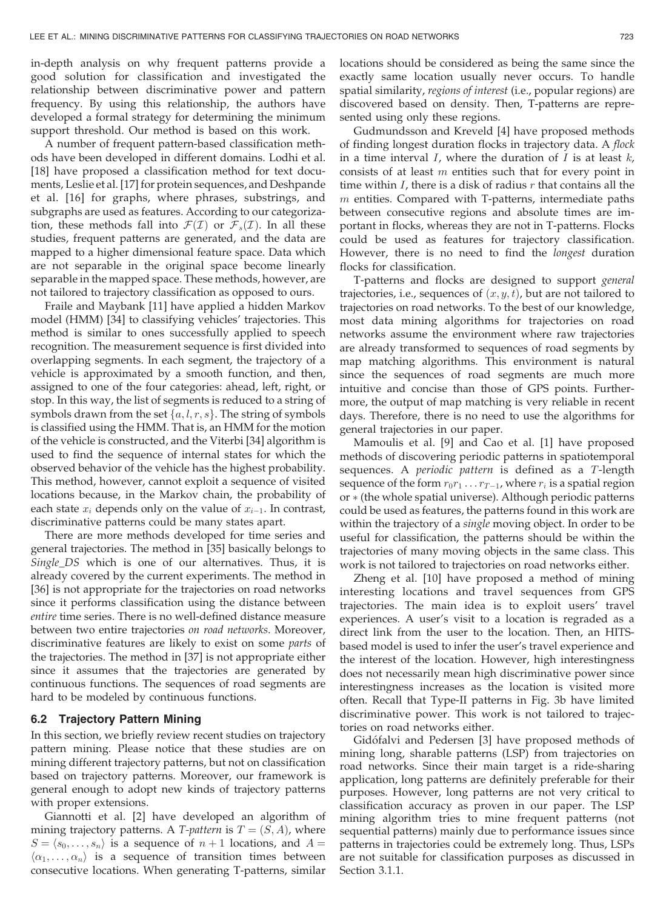in-depth analysis on why frequent patterns provide a good solution for classification and investigated the relationship between discriminative power and pattern frequency. By using this relationship, the authors have developed a formal strategy for determining the minimum support threshold. Our method is based on this work.

A number of frequent pattern-based classification methods have been developed in different domains. Lodhi et al. [18] have proposed a classification method for text documents, Leslie et al. [17] for protein sequences, and Deshpande et al. [16] for graphs, where phrases, substrings, and subgraphs are used as features. According to our categorization, these methods fall into $\mathcal{F}(\mathcal{I})$ or $\mathcal{F}_s(\mathcal{I})$. In all these studies, frequent patterns are generated, and the data are mapped to a higher dimensional feature space. Data which are not separable in the original space become linearly separable in the mapped space. These methods, however, are not tailored to trajectory classification as opposed to ours.

Fraile and Maybank [11] have applied a hidden Markov model (HMM) [34] to classifying vehicles' trajectories. This method is similar to ones successfully applied to speech recognition. The measurement sequence is first divided into overlapping segments. In each segment, the trajectory of a vehicle is approximated by a smooth function, and then, assigned to one of the four categories: ahead, left, right, or stop. In this way, the list of segments is reduced to a string of symbols drawn from the set $\{a, l, r, s\}$. The string of symbols is classified using the HMM. That is, an HMM for the motion of the vehicle is constructed, and the Viterbi [34] algorithm is used to find the sequence of internal states for which the observed behavior of the vehicle has the highest probability. This method, however, cannot exploit a sequence of visited locations because, in the Markov chain, the probability of each state $x_i$ depends only on the value of $x_{i-1}$. In contrast, discriminative patterns could be many states apart.

There are more methods developed for time series and general trajectories. The method in [35] basically belongs to *Single_DS* which is one of our alternatives. Thus, it is already covered by the current experiments. The method in [36] is not appropriate for the trajectories on road networks since it performs classification using the distance between *entire* time series. There is no well-defined distance measure between two entire trajectories *on road networks*. Moreover, discriminative features are likely to exist on some *parts* of the trajectories. The method in [37] is not appropriate either since it assumes that the trajectories are generated by continuous functions. The sequences of road segments are hard to be modeled by continuous functions.

### 6.2 Trajectory Pattern Mining

In this section, we briefly review recent studies on trajectory pattern mining. Please notice that these studies are on mining different trajectory patterns, but not on classification based on trajectory patterns. Moreover, our framework is general enough to adopt new kinds of trajectory patterns with proper extensions.

Giannotti et al. [2] have developed an algorithm of mining trajectory patterns. A *T-pattern* is $T = (S, A)$, where $S = \langle s_0, \ldots, s_n \rangle$ is a sequence of $n + 1$ locations, and $A = \langle \alpha_1, \ldots, \alpha_n \rangle$ is a sequence of transition times between consecutive locations. When generating T-patterns, similar locations should be considered as being the same since the exactly same location usually never occurs. To handle spatial similarity, *regions of interest* (i.e., popular regions) are discovered based on density. Then, T-patterns are represented using only these regions.

Gudmundsson and Kreveld [4] have proposed methods of finding longest duration flocks in trajectory data. A *flock* in a time interval $I$, where the duration of $I$ is at least $k$, consists of at least $m$ entities such that for every point in time within $I$, there is a disk of radius $r$ that contains all the $m$ entities. Compared with T-patterns, intermediate paths between consecutive regions and absolute times are important in flocks, whereas they are not in T-patterns. Flocks could be used as features for trajectory classification. However, there is no need to find the *longest* duration flocks for classification.

T-patterns and flocks are designed to support *general* trajectories, i.e., sequences of $(x, y, t)$, but are not tailored to trajectories on road networks. To the best of our knowledge, most data mining algorithms for trajectories on road networks assume the environment where raw trajectories are already transformed to sequences of road segments by map matching algorithms. This environment is natural since the sequences of road segments are much more intuitive and concise than those of GPS points. Furthermore, the output of map matching is very reliable in recent days. Therefore, there is no need to use the algorithms for general trajectories in our paper.

Mamoulis et al. [9] and Cao et al. [1] have proposed methods of discovering periodic patterns in spatiotemporal sequences. A *periodic pattern* is defined as a $T$-length sequence of the form $r_0 r_1 \ldots r_{T-1}$, where $r_i$ is a spatial region or $*$ (the whole spatial universe). Although periodic patterns could be used as features, the patterns found in this work are within the trajectory of a *single* moving object. In order to be useful for classification, the patterns should be within the trajectories of many moving objects in the same class. This work is not tailored to trajectories on road networks either.

Zheng et al. [10] have proposed a method of mining interesting locations and travel sequences from GPS trajectories. The main idea is to exploit users' travel experiences. A user's visit to a location is regraded as a direct link from the user to the location. Then, an HITS-based model is used to infer the user's travel experience and the interest of the location. However, high interestingness does not necessarily mean high discriminative power since interestingness increases as the location is visited more often. Recall that Type-II patterns in Fig. 3b have limited discriminative power. This work is not tailored to trajectories on road networks either.

Gidófalvi and Pedersen [3] have proposed methods of mining long, sharable patterns (LSP) from trajectories on road networks. Since their main target is a ride-sharing application, long patterns are definitely preferable for their purposes. However, long patterns are not very critical to classification accuracy as proven in our paper. The LSP mining algorithm tries to mine frequent patterns (not sequential patterns) mainly due to performance issues since patterns in trajectories could be extremely long. Thus, LSPs are not suitable for classification purposes as discussed in Section 3.1.1.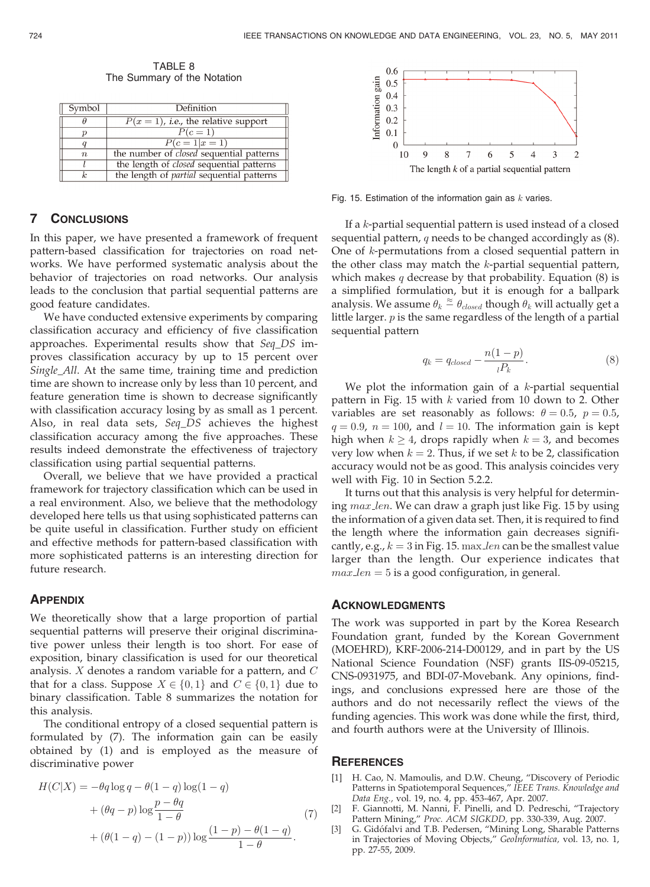TABLE 8
The Summary of the Notation

| Symbol | Definition |
|---|---|
| $\theta$ | $P(x=1)$, *i.e.*, the relative support |
| $p$ | $P(c=1)$ |
| $q$ | $P(c=1\|x=1)$ |
| $n$ | the number of *closed* sequential patterns |
| $l$ | the length of *closed* sequential patterns |
| $k$ | the length of *partial* sequential patterns |

## 7 Conclusions

In this paper, we have presented a framework of frequent pattern-based classification for trajectories on road networks. We have performed systematic analysis about the behavior of trajectories on road networks. Our analysis leads to the conclusion that partial sequential patterns are good feature candidates.

We have conducted extensive experiments by comparing classification accuracy and efficiency of five classification approaches. Experimental results show that *Seq_DS* improves classification accuracy by up to 15 percent over *Single_All*. At the same time, training time and prediction time are shown to increase only by less than 10 percent, and feature generation time is shown to decrease significantly with classification accuracy losing by as small as 1 percent. Also, in real data sets, *Seq_DS* achieves the highest classification accuracy among the five approaches. These results indeed demonstrate the effectiveness of trajectory classification using partial sequential patterns.

Overall, we believe that we have provided a practical framework for trajectory classification which can be used in a real environment. Also, we believe that the methodology developed here tells us that using sophisticated patterns can be quite useful in classification. Further study on efficient and effective methods for pattern-based classification with more sophisticated patterns is an interesting direction for future research.

## Appendix

We theoretically show that a large proportion of partial sequential patterns will preserve their original discriminative power unless their length is too short. For ease of exposition, binary classification is used for our theoretical analysis. $X$ denotes a random variable for a pattern, and $C$ that for a class. Suppose $X \in \{0,1\}$ and $C \in \{0,1\}$ due to binary classification. Table 8 summarizes the notation for this analysis.

The conditional entropy of a closed sequential pattern is formulated by (7). The information gain can be easily obtained by (1) and is employed as the measure of discriminative power

$$
\begin{aligned}
H(C|X) = & -\theta q \log q - \theta(1-q)\log(1-q) \\
& + (\theta q - p)\log\frac{p-\theta q}{1-\theta} \\
& + (\theta(1-q) - (1-p))\log\frac{(1-p)-\theta(1-q)}{1-\theta}.
\end{aligned}
\tag{7}
$$

Fig. 15. Estimation of the information gain as $k$ varies.

If a $k$-partial sequential pattern is used instead of a closed sequential pattern, $q$ needs to be changed accordingly as (8). One of $k$-permutations from a closed sequential pattern in the other class may match the $k$-partial sequential pattern, which makes $q$ decrease by that probability. Equation (8) is a simplified formulation, but it is enough for a ballpark analysis. We assume $\theta_k \cong \theta_{closed}$ though $\theta_k$ will actually get a little larger. $p$ is the same regardless of the length of a partial sequential pattern

$$
q_k = q_{closed} - \frac{n(1-p)}{{}_lP_k}. \tag{8}
$$

We plot the information gain of a $k$-partial sequential pattern in Fig. 15 with $k$ varied from 10 down to 2. Other variables are set reasonably as follows: $\theta = 0.5$, $p = 0.5$, $q = 0.9$, $n = 100$, and $l = 10$. The information gain is kept high when $k \geq 4$, drops rapidly when $k = 3$, and becomes very low when $k = 2$. Thus, if we set $k$ to be 2, classification accuracy would not be as good. This analysis coincides very well with Fig. 10 in Section 5.2.2.

It turns out that this analysis is very helpful for determining $max\_len$. We can draw a graph just like Fig. 15 by using the information of a given data set. Then, it is required to find the length where the information gain decreases significantly, e.g., $k = 3$ in Fig. 15. $\max\_len$ can be the smallest value larger than the length. Our experience indicates that $max\_len = 5$ is a good configuration, in general.

## Acknowledgments

The work was supported in part by the Korea Research Foundation grant, funded by the Korean Government (MOEHRD), KRF-2006-214-D00129, and in part by the US National Science Foundation (NSF) grants IIS-09-05215, CNS-0931975, and BDI-07-Movebank. Any opinions, findings, and conclusions expressed here are those of the authors and do not necessarily reflect the views of the funding agencies. This work was done while the first, third, and fourth authors were at the University of Illinois.

## References

[1] H. Cao, N. Mamoulis, and D.W. Cheung, "Discovery of Periodic Patterns in Spatiotemporal Sequences," *IEEE Trans. Knowledge and Data Eng.*, vol. 19, no. 4, pp. 453-467, Apr. 2007.

[2] F. Giannotti, M. Nanni, F. Pinelli, and D. Pedreschi, "Trajectory Pattern Mining," *Proc. ACM SIGKDD*, pp. 330-339, Aug. 2007.

[3] G. Gidófalvi and T.B. Pedersen, "Mining Long, Sharable Patterns in Trajectories of Moving Objects," *GeoInformatica*, vol. 13, no. 1, pp. 27-55, 2009.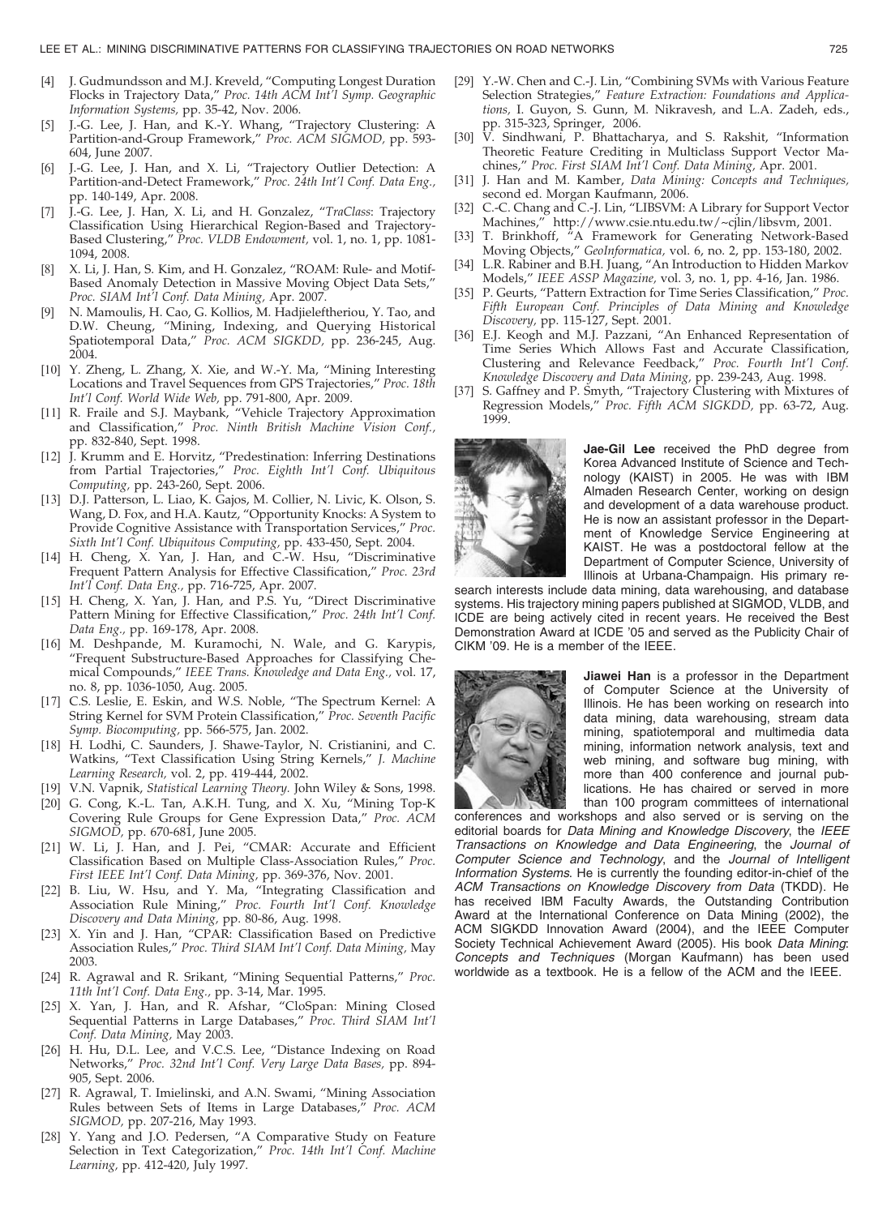[4] J. Gudmundsson and M.J. Kreveld, "Computing Longest Duration Flocks in Trajectory Data," *Proc. 14th ACM Int'l Symp. Geographic Information Systems,* pp. 35-42, Nov. 2006.

[5] J.-G. Lee, J. Han, and K.-Y. Whang, "Trajectory Clustering: A Partition-and-Group Framework," *Proc. ACM SIGMOD,* pp. 593-604, June 2007.

[6] J.-G. Lee, J. Han, and X. Li, "Trajectory Outlier Detection: A Partition-and-Detect Framework," *Proc. 24th Int'l Conf. Data Eng.,* pp. 140-149, Apr. 2008.

[7] J.-G. Lee, J. Han, X. Li, and H. Gonzalez, "*TraClass*: Trajectory Classification Using Hierarchical Region-Based and Trajectory-Based Clustering," *Proc. VLDB Endowment,* vol. 1, no. 1, pp. 1081-1094, 2008.

[8] X. Li, J. Han, S. Kim, and H. Gonzalez, "ROAM: Rule- and Motif-Based Anomaly Detection in Massive Moving Object Data Sets," *Proc. SIAM Int'l Conf. Data Mining,* Apr. 2007.

[9] N. Mamoulis, H. Cao, G. Kollios, M. Hadjieleftheriou, Y. Tao, and D.W. Cheung, "Mining, Indexing, and Querying Historical Spatiotemporal Data," *Proc. ACM SIGKDD,* pp. 236-245, Aug. 2004.

[10] Y. Zheng, L. Zhang, X. Xie, and W.-Y. Ma, "Mining Interesting Locations and Travel Sequences from GPS Trajectories," *Proc. 18th Int'l Conf. World Wide Web,* pp. 791-800, Apr. 2009.

[11] R. Fraile and S.J. Maybank, "Vehicle Trajectory Approximation and Classification," *Proc. Ninth British Machine Vision Conf.,* pp. 832-840, Sept. 1998.

[12] J. Krumm and E. Horvitz, "Predestination: Inferring Destinations from Partial Trajectories," *Proc. Eighth Int'l Conf. Ubiquitous Computing,* pp. 243-260, Sept. 2006.

[13] D.J. Patterson, L. Liao, K. Gajos, M. Collier, N. Livic, K. Olson, S. Wang, D. Fox, and H.A. Kautz, "Opportunity Knocks: A System to Provide Cognitive Assistance with Transportation Services," *Proc. Sixth Int'l Conf. Ubiquitous Computing,* pp. 433-450, Sept. 2004.

[14] H. Cheng, X. Yan, J. Han, and C.-W. Hsu, "Discriminative Frequent Pattern Analysis for Effective Classification," *Proc. 23rd Int'l Conf. Data Eng.,* pp. 716-725, Apr. 2007.

[15] H. Cheng, X. Yan, J. Han, and P.S. Yu, "Direct Discriminative Pattern Mining for Effective Classification," *Proc. 24th Int'l Conf. Data Eng.,* pp. 169-178, Apr. 2008.

[16] M. Deshpande, M. Kuramochi, N. Wale, and G. Karypis, "Frequent Substructure-Based Approaches for Classifying Chemical Compounds," *IEEE Trans. Knowledge and Data Eng.,* vol. 17, no. 8, pp. 1036-1050, Aug. 2005.

[17] C.S. Leslie, E. Eskin, and W.S. Noble, "The Spectrum Kernel: A String Kernel for SVM Protein Classification," *Proc. Seventh Pacific Symp. Biocomputing,* pp. 566-575, Jan. 2002.

[18] H. Lodhi, C. Saunders, J. Shawe-Taylor, N. Cristianini, and C. Watkins, "Text Classification Using String Kernels," *J. Machine Learning Research,* vol. 2, pp. 419-444, 2002.

[19] V.N. Vapnik, *Statistical Learning Theory.* John Wiley & Sons, 1998.

[20] G. Cong, K.-L. Tan, A.K.H. Tung, and X. Xu, "Mining Top-K Covering Rule Groups for Gene Expression Data," *Proc. ACM SIGMOD,* pp. 670-681, June 2005.

[21] W. Li, J. Han, and J. Pei, "CMAR: Accurate and Efficient Classification Based on Multiple Class-Association Rules," *Proc. First IEEE Int'l Conf. Data Mining,* pp. 369-376, Nov. 2001.

[22] B. Liu, W. Hsu, and Y. Ma, "Integrating Classification and Association Rule Mining," *Proc. Fourth Int'l Conf. Knowledge Discovery and Data Mining,* pp. 80-86, Aug. 1998.

[23] X. Yin and J. Han, "CPAR: Classification Based on Predictive Association Rules," *Proc. Third SIAM Int'l Conf. Data Mining,* May 2003.

[24] R. Agrawal and R. Srikant, "Mining Sequential Patterns," *Proc. 11th Int'l Conf. Data Eng.,* pp. 3-14, Mar. 1995.

[25] X. Yan, J. Han, and R. Afshar, "CloSpan: Mining Closed Sequential Patterns in Large Databases," *Proc. Third SIAM Int'l Conf. Data Mining,* May 2003.

[26] H. Hu, D.L. Lee, and V.C.S. Lee, "Distance Indexing on Road Networks," *Proc. 32nd Int'l Conf. Very Large Data Bases,* pp. 894-905, Sept. 2006.

[27] R. Agrawal, T. Imielinski, and A.N. Swami, "Mining Association Rules between Sets of Items in Large Databases," *Proc. ACM SIGMOD,* pp. 207-216, May 1993.

[28] Y. Yang and J.O. Pedersen, "A Comparative Study on Feature Selection in Text Categorization," *Proc. 14th Int'l Conf. Machine Learning,* pp. 412-420, July 1997.

[29] Y.-W. Chen and C.-J. Lin, "Combining SVMs with Various Feature Selection Strategies," *Feature Extraction: Foundations and Applications,* I. Guyon, S. Gunn, M. Nikravesh, and L.A. Zadeh, eds., pp. 315-323, Springer, 2006.

[30] V. Sindhwani, P. Bhattacharya, and S. Rakshit, "Information Theoretic Feature Crediting in Multiclass Support Vector Machines," *Proc. First SIAM Int'l Conf. Data Mining,* Apr. 2001.

[31] J. Han and M. Kamber, *Data Mining: Concepts and Techniques,* second ed. Morgan Kaufmann, 2006.

[32] C.-C. Chang and C.-J. Lin, "LIBSVM: A Library for Support Vector Machines," http://www.csie.ntu.edu.tw/~cjlin/libsvm, 2001.

[33] T. Brinkhoff, "A Framework for Generating Network-Based Moving Objects," *GeoInformatica,* vol. 6, no. 2, pp. 153-180, 2002.

[34] L.R. Rabiner and B.H. Juang, "An Introduction to Hidden Markov Models," *IEEE ASSP Magazine,* vol. 3, no. 1, pp. 4-16, Jan. 1986.

[35] P. Geurts, "Pattern Extraction for Time Series Classification," *Proc. Fifth European Conf. Principles of Data Mining and Knowledge Discovery,* pp. 115-127, Sept. 2001.

[36] E.J. Keogh and M.J. Pazzani, "An Enhanced Representation of Time Series Which Allows Fast and Accurate Classification, Clustering and Relevance Feedback," *Proc. Fourth Int'l Conf. Knowledge Discovery and Data Mining,* pp. 239-243, Aug. 1998.

[37] S. Gaffney and P. Smyth, "Trajectory Clustering with Mixtures of Regression Models," *Proc. Fifth ACM SIGKDD,* pp. 63-72, Aug. 1999.

**Jae-Gil Lee** received the PhD degree from Korea Advanced Institute of Science and Technology (KAIST) in 2005. He was with IBM Almaden Research Center, working on design and development of a data warehouse product. He is now an assistant professor in the Department of Knowledge Service Engineering at KAIST. He was a postdoctoral fellow at the Department of Computer Science, University of Illinois at Urbana-Champaign. His primary research interests include data mining, data warehousing, and database systems. His trajectory mining papers published at SIGMOD, VLDB, and ICDE are being actively cited in recent years. He received the Best Demonstration Award at ICDE '05 and served as the Publicity Chair of CIKM '09. He is a member of the IEEE.

**Jiawei Han** is a professor in the Department of Computer Science at the University of Illinois. He has been working on research into data mining, data warehousing, stream data mining, spatiotemporal and multimedia data mining, information network analysis, text and web mining, and software bug mining, with more than 400 conference and journal publications. He has chaired or served in more than 100 program committees of international conferences and workshops and also served or is serving on the editorial boards for *Data Mining and Knowledge Discovery*, the *IEEE Transactions on Knowledge and Data Engineering*, the *Journal of Computer Science and Technology*, and the *Journal of Intelligent Information Systems*. He is currently the founding editor-in-chief of the *ACM Transactions on Knowledge Discovery from Data* (TKDD). He has received IBM Faculty Awards, the Outstanding Contribution Award at the International Conference on Data Mining (2002), the ACM SIGKDD Innovation Award (2004), and the IEEE Computer Society Technical Achievement Award (2005). His book *Data Mining: Concepts and Techniques* (Morgan Kaufmann) has been used worldwide as a textbook. He is a fellow of the ACM and the IEEE.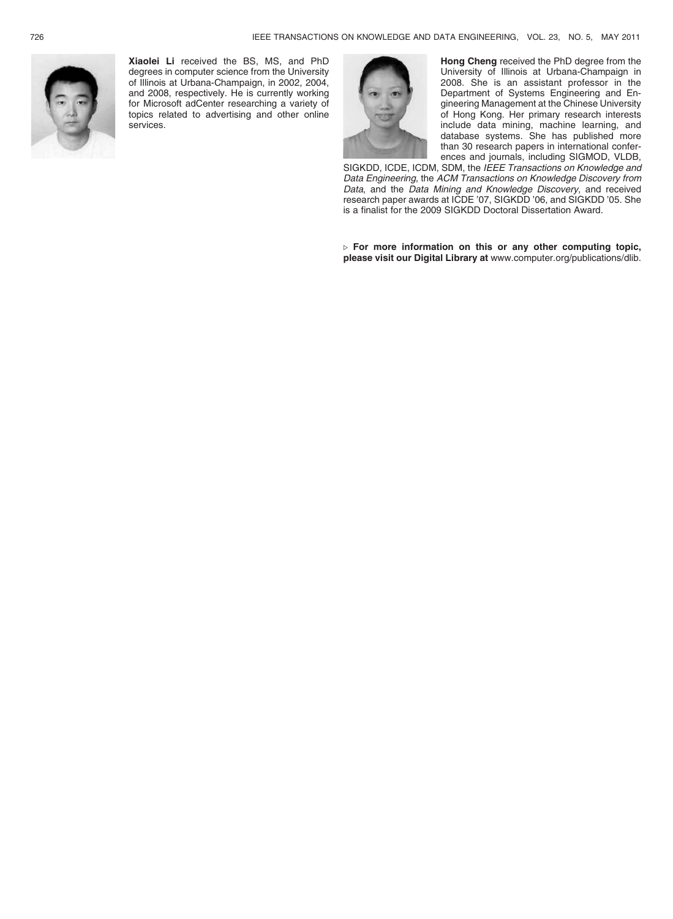**Xiaolei Li** received the BS, MS, and PhD degrees in computer science from the University of Illinois at Urbana-Champaign, in 2002, 2004, and 2008, respectively. He is currently working for Microsoft adCenter researching a variety of topics related to advertising and other online services.

**Hong Cheng** received the PhD degree from the University of Illinois at Urbana-Champaign in 2008. She is an assistant professor in the Department of Systems Engineering and Engineering Management at the Chinese University of Hong Kong. Her primary research interests include data mining, machine learning, and database systems. She has published more than 30 research papers in international conferences and journals, including SIGMOD, VLDB, SIGKDD, ICDE, ICDM, SDM, the *IEEE Transactions on Knowledge and Data Engineering*, the *ACM Transactions on Knowledge Discovery from Data*, and the *Data Mining and Knowledge Discovery*, and received research paper awards at ICDE '07, SIGKDD '06, and SIGKDD '05. She is a finalist for the 2009 SIGKDD Doctoral Dissertation Award.

▷ **For more information on this or any other computing topic, please visit our Digital Library at** www.computer.org/publications/dlib.